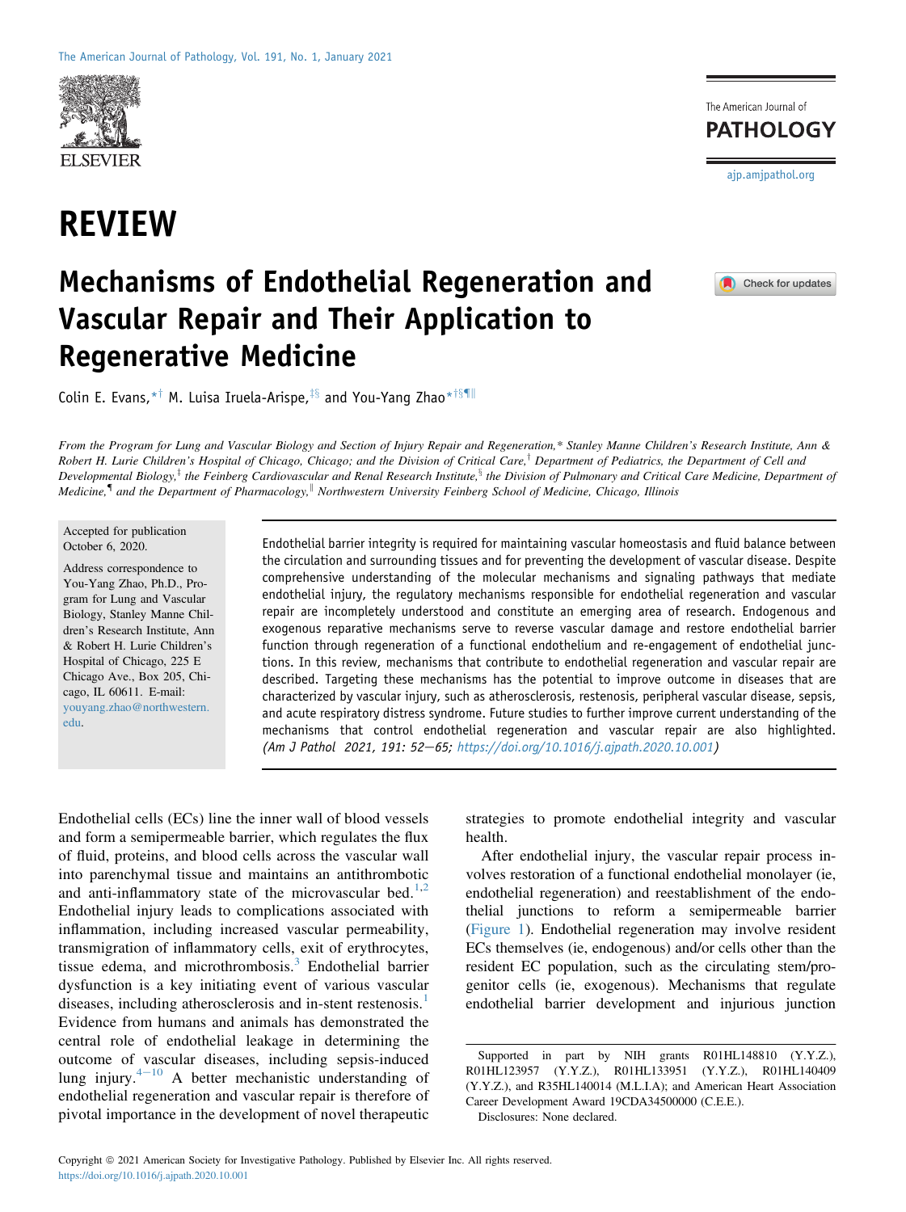# REVIEW

# Mechanisms of Endothelial Regeneration and Vascular Repair and Their Application to Regenerative Medicine

Colin E. Evans,[*†] M. Luisa Iruela-Arispe,[‡§] and You-Yang Zhao[*†§¶‖]

*From the Program for Lung and Vascular Biology and Section of Injury Repair and Regeneration,* Stanley Manne Children's Research Institute, Ann & Robert H. Lurie Children's Hospital of Chicago, Chicago; and the Division of Critical Care,† Department of Pediatrics, the Department of Cell and Developmental Biology,‡ the Feinberg Cardiovascular and Renal Research Institute,§ the Division of Pulmonary and Critical Care Medicine, Department of Medicine,¶ and the Department of Pharmacology,‖ Northwestern University Feinberg School of Medicine, Chicago, Illinois*

Accepted for publication October 6, 2020.

Address correspondence to You-Yang Zhao, Ph.D., Program for Lung and Vascular Biology, Stanley Manne Children's Research Institute, Ann & Robert H. Lurie Children's Hospital of Chicago, 225 E Chicago Ave., Box 205, Chicago, IL 60611. E-mail: youyang.zhao@northwestern.edu.

Endothelial barrier integrity is required for maintaining vascular homeostasis and fluid balance between the circulation and surrounding tissues and for preventing the development of vascular disease. Despite comprehensive understanding of the molecular mechanisms and signaling pathways that mediate endothelial injury, the regulatory mechanisms responsible for endothelial regeneration and vascular repair are incompletely understood and constitute an emerging area of research. Endogenous and exogenous reparative mechanisms serve to reverse vascular damage and restore endothelial barrier function through regeneration of a functional endothelium and re-engagement of endothelial junctions. In this review, mechanisms that contribute to endothelial regeneration and vascular repair are described. Targeting these mechanisms has the potential to improve outcome in diseases that are characterized by vascular injury, such as atherosclerosis, restenosis, peripheral vascular disease, sepsis, and acute respiratory distress syndrome. Future studies to further improve current understanding of the mechanisms that control endothelial regeneration and vascular repair are also highlighted. *(Am J Pathol 2021, 191: 52–65; https://doi.org/10.1016/j.ajpath.2020.10.001)*

Endothelial cells (ECs) line the inner wall of blood vessels and form a semipermeable barrier, which regulates the flux of fluid, proteins, and blood cells across the vascular wall into parenchymal tissue and maintains an antithrombotic and anti-inflammatory state of the microvascular bed.[1,2] Endothelial injury leads to complications associated with inflammation, including increased vascular permeability, transmigration of inflammatory cells, exit of erythrocytes, tissue edema, and microthrombosis.[3] Endothelial barrier dysfunction is a key initiating event of various vascular diseases, including atherosclerosis and in-stent restenosis.[1] Evidence from humans and animals has demonstrated the central role of endothelial leakage in determining the outcome of vascular diseases, including sepsis-induced lung injury.[4–10] A better mechanistic understanding of endothelial regeneration and vascular repair is therefore of pivotal importance in the development of novel therapeutic strategies to promote endothelial integrity and vascular health.

After endothelial injury, the vascular repair process involves restoration of a functional endothelial monolayer (ie, endothelial regeneration) and reestablishment of the endothelial junctions to reform a semipermeable barrier (Figure 1). Endothelial regeneration may involve resident ECs themselves (ie, endogenous) and/or cells other than the resident EC population, such as the circulating stem/progenitor cells (ie, exogenous). Mechanisms that regulate endothelial barrier development and injurious junction

Supported in part by NIH grants R01HL148810 (Y.Y.Z.), R01HL123957 (Y.Y.Z.), R01HL133951 (Y.Y.Z.), R01HL140409 (Y.Y.Z.), and R35HL140014 (M.L.I.A); and American Heart Association Career Development Award 19CDA34500000 (C.E.E.).

Disclosures: None declared.

Copyright © 2021 American Society for Investigative Pathology. Published by Elsevier Inc. All rights reserved.
https://doi.org/10.1016/j.ajpath.2020.10.001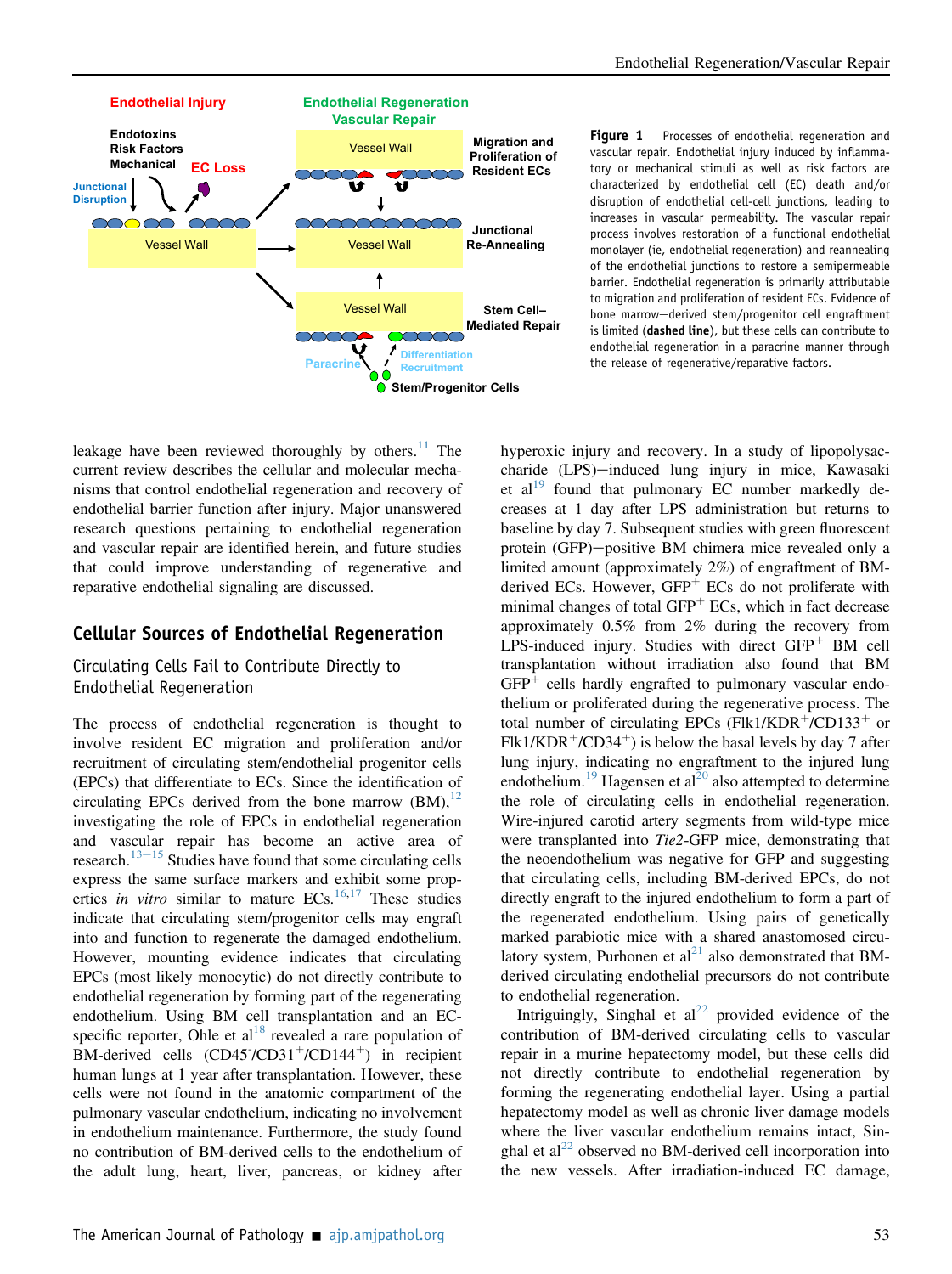**Figure 1** Processes of endothelial regeneration and vascular repair. Endothelial injury induced by inflammatory or mechanical stimuli as well as risk factors are characterized by endothelial cell (EC) death and/or disruption of endothelial cell-cell junctions, leading to increases in vascular permeability. The vascular repair process involves restoration of a functional endothelial monolayer (ie, endothelial regeneration) and reannealing of the endothelial junctions to restore a semipermeable barrier. Endothelial regeneration is primarily attributable to migration and proliferation of resident ECs. Evidence of bone marrow−derived stem/progenitor cell engraftment is limited (**dashed line**), but these cells can contribute to endothelial regeneration in a paracrine manner through the release of regenerative/reparative factors.

leakage have been reviewed thoroughly by others.[11] The current review describes the cellular and molecular mechanisms that control endothelial regeneration and recovery of endothelial barrier function after injury. Major unanswered research questions pertaining to endothelial regeneration and vascular repair are identified herein, and future studies that could improve understanding of regenerative and reparative endothelial signaling are discussed.

## Cellular Sources of Endothelial Regeneration

### Circulating Cells Fail to Contribute Directly to Endothelial Regeneration

The process of endothelial regeneration is thought to involve resident EC migration and proliferation and/or recruitment of circulating stem/endothelial progenitor cells (EPCs) that differentiate to ECs. Since the identification of circulating EPCs derived from the bone marrow (BM),[12] investigating the role of EPCs in endothelial regeneration and vascular repair has become an active area of research.[13−15] Studies have found that some circulating cells express the same surface markers and exhibit some properties *in vitro* similar to mature ECs.[16,17] These studies indicate that circulating stem/progenitor cells may engraft into and function to regenerate the damaged endothelium. However, mounting evidence indicates that circulating EPCs (most likely monocytic) do not directly contribute to endothelial regeneration by forming part of the regenerating endothelium. Using BM cell transplantation and an EC-specific reporter, Ohle et al[18] revealed a rare population of BM-derived cells ($CD45^-/CD31^+/CD144^+$) in recipient human lungs at 1 year after transplantation. However, these cells were not found in the anatomic compartment of the pulmonary vascular endothelium, indicating no involvement in endothelium maintenance. Furthermore, the study found no contribution of BM-derived cells to the endothelium of the adult lung, heart, liver, pancreas, or kidney after hyperoxic injury and recovery. In a study of lipopolysaccharide (LPS)−induced lung injury in mice, Kawasaki et al[19] found that pulmonary EC number markedly decreases at 1 day after LPS administration but returns to baseline by day 7. Subsequent studies with green fluorescent protein (GFP)−positive BM chimera mice revealed only a limited amount (approximately 2%) of engraftment of BM-derived ECs. However, $GFP^+$ ECs do not proliferate with minimal changes of total $GFP^+$ ECs, which in fact decrease approximately 0.5% from 2% during the recovery from LPS-induced injury. Studies with direct $GFP^+$ BM cell transplantation without irradiation also found that BM $GFP^+$ cells hardly engrafted to pulmonary vascular endothelium or proliferated during the regenerative process. The total number of circulating EPCs ($Flk1/KDR^+/CD133^+$ or $Flk1/KDR^+/CD34^+$) is below the basal levels by day 7 after lung injury, indicating no engraftment to the injured lung endothelium.[19] Hagensen et al[20] also attempted to determine the role of circulating cells in endothelial regeneration. Wire-injured carotid artery segments from wild-type mice were transplanted into *Tie2*-GFP mice, demonstrating that the neoendothelium was negative for GFP and suggesting that circulating cells, including BM-derived EPCs, do not directly engraft to the injured endothelium to form a part of the regenerated endothelium. Using pairs of genetically marked parabiotic mice with a shared anastomosed circulatory system, Purhonen et al[21] also demonstrated that BM-derived circulating endothelial precursors do not contribute to endothelial regeneration.

Intriguingly, Singhal et al[22] provided evidence of the contribution of BM-derived circulating cells to vascular repair in a murine hepatectomy model, but these cells did not directly contribute to endothelial regeneration by forming the regenerating endothelial layer. Using a partial hepatectomy model as well as chronic liver damage models where the liver vascular endothelium remains intact, Singhal et al[22] observed no BM-derived cell incorporation into the new vessels. After irradiation-induced EC damage,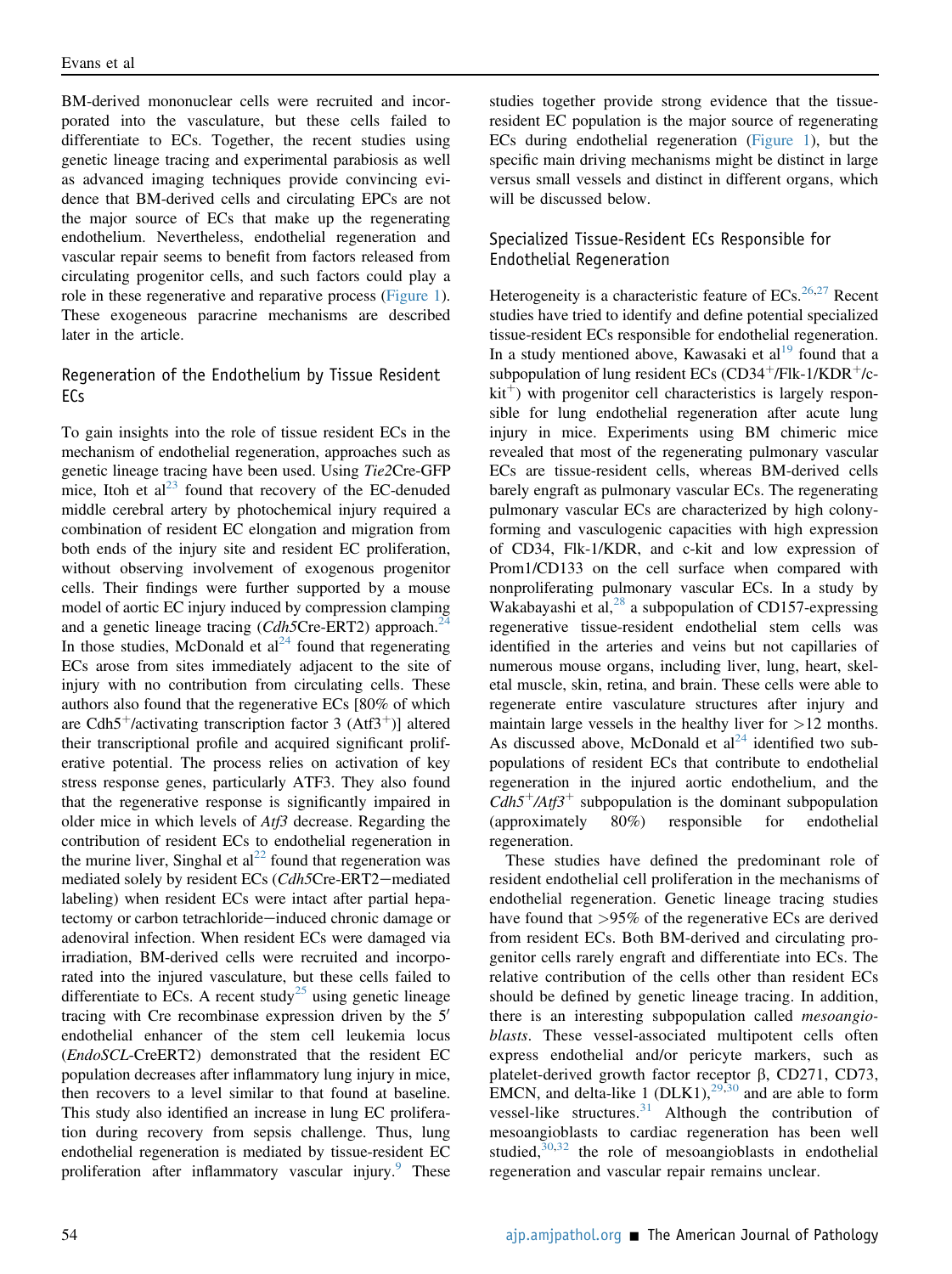BM-derived mononuclear cells were recruited and incorporated into the vasculature, but these cells failed to differentiate to ECs. Together, the recent studies using genetic lineage tracing and experimental parabiosis as well as advanced imaging techniques provide convincing evidence that BM-derived cells and circulating EPCs are not the major source of ECs that make up the regenerating endothelium. Nevertheless, endothelial regeneration and vascular repair seems to benefit from factors released from circulating progenitor cells, and such factors could play a role in these regenerative and reparative process (Figure 1). These exogeneous paracrine mechanisms are described later in the article.

## Regeneration of the Endothelium by Tissue Resident ECs

To gain insights into the role of tissue resident ECs in the mechanism of endothelial regeneration, approaches such as genetic lineage tracing have been used. Using *Tie2*Cre-GFP mice, Itoh et al[23] found that recovery of the EC-denuded middle cerebral artery by photochemical injury required a combination of resident EC elongation and migration from both ends of the injury site and resident EC proliferation, without observing involvement of exogenous progenitor cells. Their findings were further supported by a mouse model of aortic EC injury induced by compression clamping and a genetic lineage tracing (*Cdh5*Cre-ERT2) approach.[24] In those studies, McDonald et al[24] found that regenerating ECs arose from sites immediately adjacent to the site of injury with no contribution from circulating cells. These authors also found that the regenerative ECs [80% of which are Cdh5$^+$/activating transcription factor 3 (Atf3$^+$)] altered their transcriptional profile and acquired significant proliferative potential. The process relies on activation of key stress response genes, particularly ATF3. They also found that the regenerative response is significantly impaired in older mice in which levels of *Atf3* decrease. Regarding the contribution of resident ECs to endothelial regeneration in the murine liver, Singhal et al[22] found that regeneration was mediated solely by resident ECs (*Cdh5*Cre-ERT2−mediated labeling) when resident ECs were intact after partial hepatectomy or carbon tetrachloride−induced chronic damage or adenoviral infection. When resident ECs were damaged via irradiation, BM-derived cells were recruited and incorporated into the injured vasculature, but these cells failed to differentiate to ECs. A recent study[25] using genetic lineage tracing with Cre recombinase expression driven by the 5′ endothelial enhancer of the stem cell leukemia locus (*EndoSCL*-CreERT2) demonstrated that the resident EC population decreases after inflammatory lung injury in mice, then recovers to a level similar to that found at baseline. This study also identified an increase in lung EC proliferation during recovery from sepsis challenge. Thus, lung endothelial regeneration is mediated by tissue-resident EC proliferation after inflammatory vascular injury.[9] These studies together provide strong evidence that the tissue-resident EC population is the major source of regenerating ECs during endothelial regeneration (Figure 1), but the specific main driving mechanisms might be distinct in large versus small vessels and distinct in different organs, which will be discussed below.

## Specialized Tissue-Resident ECs Responsible for Endothelial Regeneration

Heterogeneity is a characteristic feature of ECs.[26,27] Recent studies have tried to identify and define potential specialized tissue-resident ECs responsible for endothelial regeneration. In a study mentioned above, Kawasaki et al[19] found that a subpopulation of lung resident ECs (CD34$^+$/Flk-1/KDR$^+$/c-kit$^+$) with progenitor cell characteristics is largely responsible for lung endothelial regeneration after acute lung injury in mice. Experiments using BM chimeric mice revealed that most of the regenerating pulmonary vascular ECs are tissue-resident cells, whereas BM-derived cells barely engraft as pulmonary vascular ECs. The regenerating pulmonary vascular ECs are characterized by high colony-forming and vasculogenic capacities with high expression of CD34, Flk-1/KDR, and c-kit and low expression of Prom1/CD133 on the cell surface when compared with nonproliferating pulmonary vascular ECs. In a study by Wakabayashi et al,[28] a subpopulation of CD157-expressing regenerative tissue-resident endothelial stem cells was identified in the arteries and veins but not capillaries of numerous mouse organs, including liver, lung, heart, skeletal muscle, skin, retina, and brain. These cells were able to regenerate entire vasculature structures after injury and maintain large vessels in the healthy liver for >12 months. As discussed above, McDonald et al[24] identified two subpopulations of resident ECs that contribute to endothelial regeneration in the injured aortic endothelium, and the *Cdh5*$^+$/*Atf3*$^+$ subpopulation is the dominant subpopulation (approximately 80%) responsible for endothelial regeneration.

These studies have defined the predominant role of resident endothelial cell proliferation in the mechanisms of endothelial regeneration. Genetic lineage tracing studies have found that >95% of the regenerative ECs are derived from resident ECs. Both BM-derived and circulating progenitor cells rarely engraft and differentiate into ECs. The relative contribution of the cells other than resident ECs should be defined by genetic lineage tracing. In addition, there is an interesting subpopulation called *mesoangioblasts*. These vessel-associated multipotent cells often express endothelial and/or pericyte markers, such as platelet-derived growth factor receptor β, CD271, CD73, EMCN, and delta-like 1 (DLK1),[29,30] and are able to form vessel-like structures.[31] Although the contribution of mesoangioblasts to cardiac regeneration has been well studied,[30,32] the role of mesoangioblasts in endothelial regeneration and vascular repair remains unclear.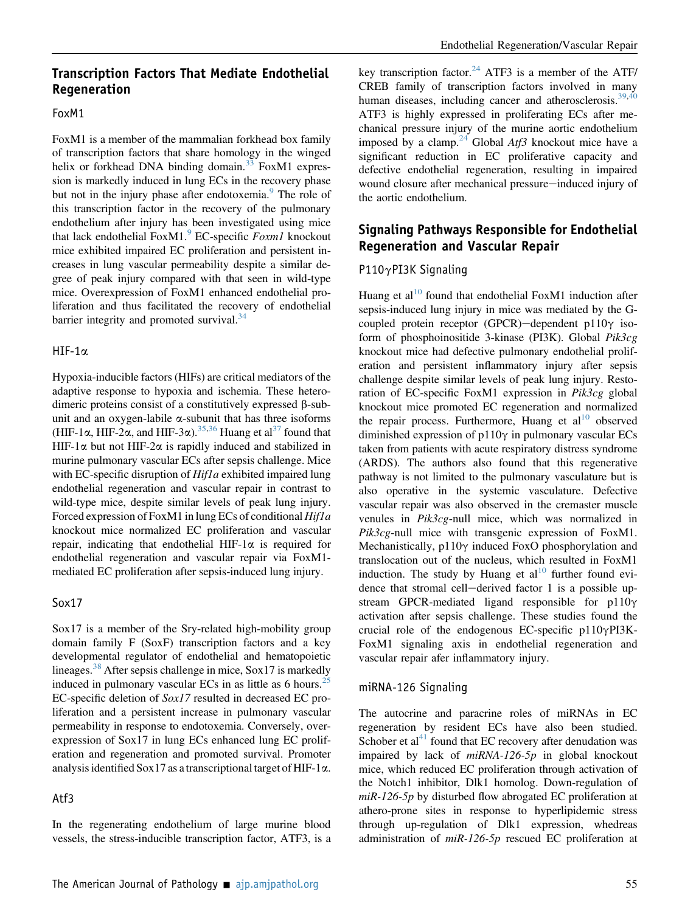## Transcription Factors That Mediate Endothelial Regeneration

### FoxM1

FoxM1 is a member of the mammalian forkhead box family of transcription factors that share homology in the winged helix or forkhead DNA binding domain.[33] FoxM1 expression is markedly induced in lung ECs in the recovery phase but not in the injury phase after endotoxemia.[9] The role of this transcription factor in the recovery of the pulmonary endothelium after injury has been investigated using mice that lack endothelial FoxM1.[9] EC-specific *Foxm1* knockout mice exhibited impaired EC proliferation and persistent increases in lung vascular permeability despite a similar degree of peak injury compared with that seen in wild-type mice. Overexpression of FoxM1 enhanced endothelial proliferation and thus facilitated the recovery of endothelial barrier integrity and promoted survival.[34]

### HIF-1α

Hypoxia-inducible factors (HIFs) are critical mediators of the adaptive response to hypoxia and ischemia. These heterodimeric proteins consist of a constitutively expressed β-subunit and an oxygen-labile α-subunit that has three isoforms (HIF-1α, HIF-2α, and HIF-3α).[35,36] Huang et al[37] found that HIF-1α but not HIF-2α is rapidly induced and stabilized in murine pulmonary vascular ECs after sepsis challenge. Mice with EC-specific disruption of *Hif1a* exhibited impaired lung endothelial regeneration and vascular repair in contrast to wild-type mice, despite similar levels of peak lung injury. Forced expression of FoxM1 in lung ECs of conditional *Hif1a* knockout mice normalized EC proliferation and vascular repair, indicating that endothelial HIF-1α is required for endothelial regeneration and vascular repair via FoxM1-mediated EC proliferation after sepsis-induced lung injury.

### Sox17

Sox17 is a member of the Sry-related high-mobility group domain family F (SoxF) transcription factors and a key developmental regulator of endothelial and hematopoietic lineages.[38] After sepsis challenge in mice, Sox17 is markedly induced in pulmonary vascular ECs in as little as 6 hours.[25] EC-specific deletion of *Sox17* resulted in decreased EC proliferation and a persistent increase in pulmonary vascular permeability in response to endotoxemia. Conversely, overexpression of Sox17 in lung ECs enhanced lung EC proliferation and regeneration and promoted survival. Promoter analysis identified Sox17 as a transcriptional target of HIF-1α.

### Atf3

In the regenerating endothelium of large murine blood vessels, the stress-inducible transcription factor, ATF3, is a key transcription factor.[24] ATF3 is a member of the ATF/CREB family of transcription factors involved in many human diseases, including cancer and atherosclerosis.[39,40] ATF3 is highly expressed in proliferating ECs after mechanical pressure injury of the murine aortic endothelium imposed by a clamp.[24] Global *Atf3* knockout mice have a significant reduction in EC proliferative capacity and defective endothelial regeneration, resulting in impaired wound closure after mechanical pressure−induced injury of the aortic endothelium.

## Signaling Pathways Responsible for Endothelial Regeneration and Vascular Repair

### P110γPI3K Signaling

Huang et al[10] found that endothelial FoxM1 induction after sepsis-induced lung injury in mice was mediated by the G-coupled protein receptor (GPCR)−dependent p110γ isoform of phosphoinositide 3-kinase (PI3K). Global *Pik3cg* knockout mice had defective pulmonary endothelial proliferation and persistent inflammatory injury after sepsis challenge despite similar levels of peak lung injury. Restoration of EC-specific FoxM1 expression in *Pik3cg* global knockout mice promoted EC regeneration and normalized the repair process. Furthermore, Huang et al[10] observed diminished expression of p110γ in pulmonary vascular ECs taken from patients with acute respiratory distress syndrome (ARDS). The authors also found that this regenerative pathway is not limited to the pulmonary vasculature but is also operative in the systemic vasculature. Defective vascular repair was also observed in the cremaster muscle venules in *Pik3cg*-null mice, which was normalized in *Pik3cg*-null mice with transgenic expression of FoxM1. Mechanistically, p110γ induced FoxO phosphorylation and translocation out of the nucleus, which resulted in FoxM1 induction. The study by Huang et al[10] further found evidence that stromal cell−derived factor 1 is a possible upstream GPCR-mediated ligand responsible for p110γ activation after sepsis challenge. These studies found the crucial role of the endogenous EC-specific p110γPI3K-FoxM1 signaling axis in endothelial regeneration and vascular repair afer inflammatory injury.

### miRNA-126 Signaling

The autocrine and paracrine roles of miRNAs in EC regeneration by resident ECs have also been studied. Schober et al[41] found that EC recovery after denudation was impaired by lack of *miRNA-126-5p* in global knockout mice, which reduced EC proliferation through activation of the Notch1 inhibitor, Dlk1 homolog. Down-regulation of *miR-126-5p* by disturbed flow abrogated EC proliferation at athero-prone sites in response to hyperlipidemic stress through up-regulation of Dlk1 expression, whdreas administration of *miR-126-5p* rescued EC proliferation at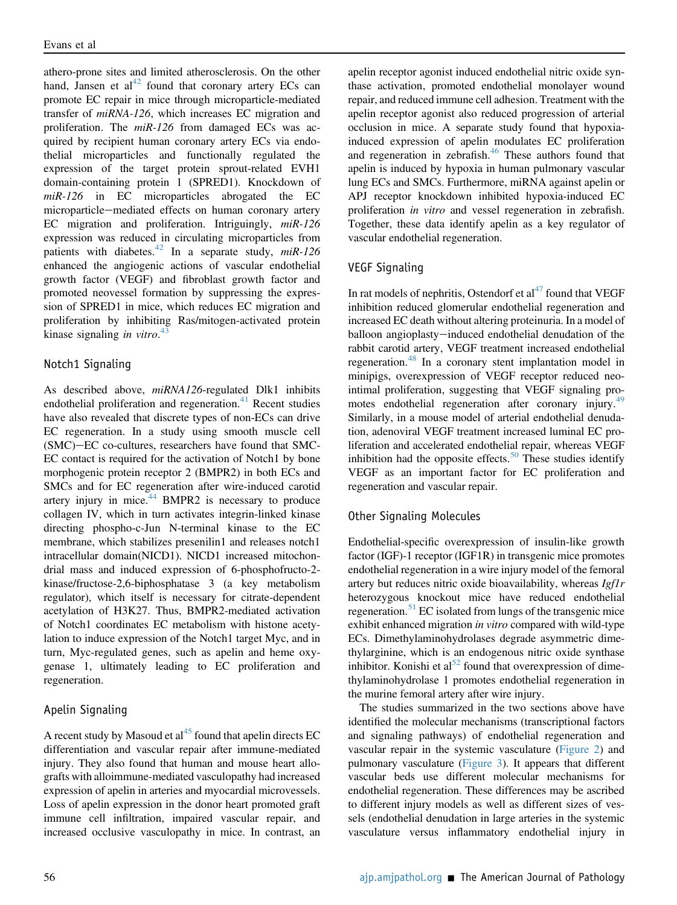athero-prone sites and limited atherosclerosis. On the other hand, Jansen et al[42] found that coronary artery ECs can promote EC repair in mice through microparticle-mediated transfer of *miRNA-126*, which increases EC migration and proliferation. The *miR-126* from damaged ECs was acquired by recipient human coronary artery ECs via endothelial microparticles and functionally regulated the expression of the target protein sprout-related EVH1 domain-containing protein 1 (SPRED1). Knockdown of *miR-126* in EC microparticles abrogated the EC microparticle−mediated effects on human coronary artery EC migration and proliferation. Intriguingly, *miR-126* expression was reduced in circulating microparticles from patients with diabetes.[42] In a separate study, *miR-126* enhanced the angiogenic actions of vascular endothelial growth factor (VEGF) and fibroblast growth factor and promoted neovessel formation by suppressing the expression of SPRED1 in mice, which reduces EC migration and proliferation by inhibiting Ras/mitogen-activated protein kinase signaling *in vitro*.[43]

## Notch1 Signaling

As described above, *miRNA126*-regulated Dlk1 inhibits endothelial proliferation and regeneration.[41] Recent studies have also revealed that discrete types of non-ECs can drive EC regeneration. In a study using smooth muscle cell (SMC)−EC co-cultures, researchers have found that SMC-EC contact is required for the activation of Notch1 by bone morphogenic protein receptor 2 (BMPR2) in both ECs and SMCs and for EC regeneration after wire-induced carotid artery injury in mice.[44] BMPR2 is necessary to produce collagen IV, which in turn activates integrin-linked kinase directing phospho-c-Jun N-terminal kinase to the EC membrane, which stabilizes presenilin1 and releases notch1 intracellular domain(NICD1). NICD1 increased mitochondrial mass and induced expression of 6-phosphofructo-2-kinase/fructose-2,6-biphosphatase 3 (a key metabolism regulator), which itself is necessary for citrate-dependent acetylation of H3K27. Thus, BMPR2-mediated activation of Notch1 coordinates EC metabolism with histone acetylation to induce expression of the Notch1 target Myc, and in turn, Myc-regulated genes, such as apelin and heme oxygenase 1, ultimately leading to EC proliferation and regeneration.

## Apelin Signaling

A recent study by Masoud et al[45] found that apelin directs EC differentiation and vascular repair after immune-mediated injury. They also found that human and mouse heart allografts with alloimmune-mediated vasculopathy had increased expression of apelin in arteries and myocardial microvessels. Loss of apelin expression in the donor heart promoted graft immune cell infiltration, impaired vascular repair, and increased occlusive vasculopathy in mice. In contrast, an apelin receptor agonist induced endothelial nitric oxide synthase activation, promoted endothelial monolayer wound repair, and reduced immune cell adhesion. Treatment with the apelin receptor agonist also reduced progression of arterial occlusion in mice. A separate study found that hypoxia-induced expression of apelin modulates EC proliferation and regeneration in zebrafish.[46] These authors found that apelin is induced by hypoxia in human pulmonary vascular lung ECs and SMCs. Furthermore, miRNA against apelin or APJ receptor knockdown inhibited hypoxia-induced EC proliferation *in vitro* and vessel regeneration in zebrafish. Together, these data identify apelin as a key regulator of vascular endothelial regeneration.

## VEGF Signaling

In rat models of nephritis, Ostendorf et al[47] found that VEGF inhibition reduced glomerular endothelial regeneration and increased EC death without altering proteinuria. In a model of balloon angioplasty−induced endothelial denudation of the rabbit carotid artery, VEGF treatment increased endothelial regeneration.[48] In a coronary stent implantation model in minipigs, overexpression of VEGF receptor reduced neointimal proliferation, suggesting that VEGF signaling promotes endothelial regeneration after coronary injury.[49] Similarly, in a mouse model of arterial endothelial denudation, adenoviral VEGF treatment increased luminal EC proliferation and accelerated endothelial repair, whereas VEGF inhibition had the opposite effects.[50] These studies identify VEGF as an important factor for EC proliferation and regeneration and vascular repair.

## Other Signaling Molecules

Endothelial-specific overexpression of insulin-like growth factor (IGF)-1 receptor (IGF1R) in transgenic mice promotes endothelial regeneration in a wire injury model of the femoral artery but reduces nitric oxide bioavailability, whereas *Igf1r* heterozygous knockout mice have reduced endothelial regeneration.[51] EC isolated from lungs of the transgenic mice exhibit enhanced migration *in vitro* compared with wild-type ECs. Dimethylaminohydrolases degrade asymmetric dimethylarginine, which is an endogenous nitric oxide synthase inhibitor. Konishi et al[52] found that overexpression of dimethylaminohydrolase 1 promotes endothelial regeneration in the murine femoral artery after wire injury.

The studies summarized in the two sections above have identified the molecular mechanisms (transcriptional factors and signaling pathways) of endothelial regeneration and vascular repair in the systemic vasculature (Figure 2) and pulmonary vasculature (Figure 3). It appears that different vascular beds use different molecular mechanisms for endothelial regeneration. These differences may be ascribed to different injury models as well as different sizes of vessels (endothelial denudation in large arteries in the systemic vasculature versus inflammatory endothelial injury in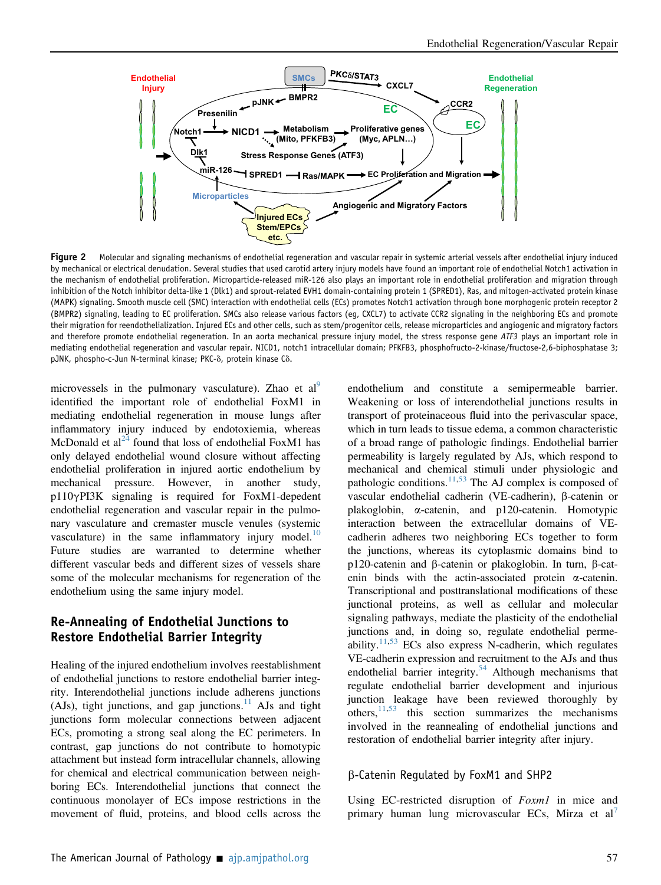**Figure 2** Molecular and signaling mechanisms of endothelial regeneration and vascular repair in systemic arterial vessels after endothelial injury induced by mechanical or electrical denudation. Several studies that used carotid artery injury models have found an important role of endothelial Notch1 activation in the mechanism of endothelial proliferation. Microparticle-released miR-126 also plays an important role in endothelial proliferation and migration through inhibition of the Notch inhibitor delta-like 1 (Dlk1) and sprout-related EVH1 domain-containing protein 1 (SPRED1), Ras, and mitogen-activated protein kinase (MAPK) signaling. Smooth muscle cell (SMC) interaction with endothelial cells (ECs) promotes Notch1 activation through bone morphogenic protein receptor 2 (BMPR2) signaling, leading to EC proliferation. SMCs also release various factors (eg, CXCL7) to activate CCR2 signaling in the neighboring ECs and promote their migration for reendothelialization. Injured ECs and other cells, such as stem/progenitor cells, release microparticles and angiogenic and migratory factors and therefore promote endothelial regeneration. In an aorta mechanical pressure injury model, the stress response gene *ATF3* plays an important role in mediating endothelial regeneration and vascular repair. NICD1, notch1 intracellular domain; PFKFB3, phosphofructo-2-kinase/fructose-2,6-biphosphatase 3; pJNK, phospho-c-Jun N-terminal kinase; PKC-δ, protein kinase Cδ.

microvessels in the pulmonary vasculature). Zhao et al[9] identified the important role of endothelial FoxM1 in mediating endothelial regeneration in mouse lungs after inflammatory injury induced by endotoxiemia, whereas McDonald et al[24] found that loss of endothelial FoxM1 has only delayed endothelial wound closure without affecting endothelial proliferation in injured aortic endothelium by mechanical pressure. However, in another study, p110γPI3K signaling is required for FoxM1-depedent endothelial regeneration and vascular repair in the pulmonary vasculature and cremaster muscle venules (systemic vasculature) in the same inflammatory injury model.[10] Future studies are warranted to determine whether different vascular beds and different sizes of vessels share some of the molecular mechanisms for regeneration of the endothelium using the same injury model.

## Re-Annealing of Endothelial Junctions to Restore Endothelial Barrier Integrity

Healing of the injured endothelium involves reestablishment of endothelial junctions to restore endothelial barrier integrity. Interendothelial junctions include adherens junctions (AJs), tight junctions, and gap junctions.[11] AJs and tight junctions form molecular connections between adjacent ECs, promoting a strong seal along the EC perimeters. In contrast, gap junctions do not contribute to homotypic attachment but instead form intracellular channels, allowing for chemical and electrical communication between neighboring ECs. Interendothelial junctions that connect the continuous monolayer of ECs impose restrictions in the movement of fluid, proteins, and blood cells across the endothelium and constitute a semipermeable barrier. Weakening or loss of interendothelial junctions results in transport of proteinaceous fluid into the perivascular space, which in turn leads to tissue edema, a common characteristic of a broad range of pathologic findings. Endothelial barrier permeability is largely regulated by AJs, which respond to mechanical and chemical stimuli under physiologic and pathologic conditions.[11,53] The AJ complex is composed of vascular endothelial cadherin (VE-cadherin), β-catenin or plakoglobin, α-catenin, and p120-catenin. Homotypic interaction between the extracellular domains of VE-cadherin adheres two neighboring ECs together to form the junctions, whereas its cytoplasmic domains bind to p120-catenin and β-catenin or plakoglobin. In turn, β-catenin binds with the actin-associated protein α-catenin. Transcriptional and posttranslational modifications of these junctional proteins, as well as cellular and molecular signaling pathways, mediate the plasticity of the endothelial junctions and, in doing so, regulate endothelial permeability.[11,53] ECs also express N-cadherin, which regulates VE-cadherin expression and recruitment to the AJs and thus endothelial barrier integrity.[54] Although mechanisms that regulate endothelial barrier development and injurious junction leakage have been reviewed thoroughly by others,[11,53] this section summarizes the mechanisms involved in the reannealing of endothelial junctions and restoration of endothelial barrier integrity after injury.

### β-Catenin Regulated by FoxM1 and SHP2

Using EC-restricted disruption of *Foxm1* in mice and primary human lung microvascular ECs, Mirza et al[7]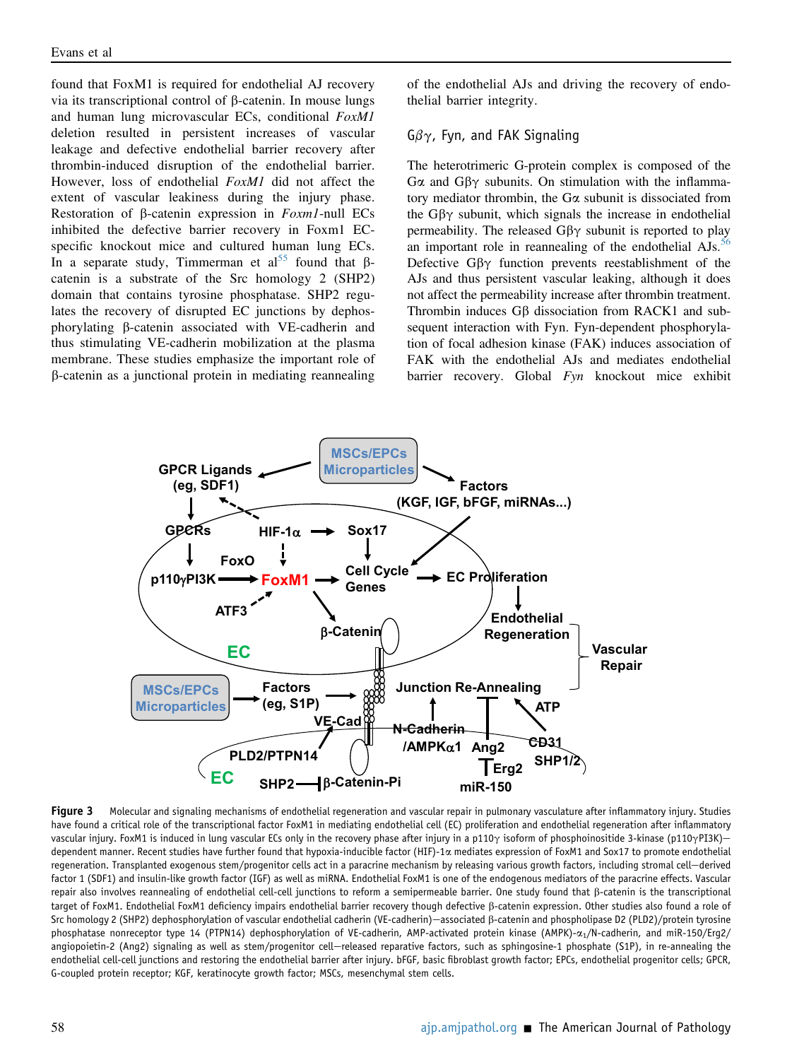found that FoxM1 is required for endothelial AJ recovery via its transcriptional control of β-catenin. In mouse lungs and human lung microvascular ECs, conditional *FoxM1* deletion resulted in persistent increases of vascular leakage and defective endothelial barrier recovery after thrombin-induced disruption of the endothelial barrier. However, loss of endothelial *FoxM1* did not affect the extent of vascular leakiness during the injury phase. Restoration of β-catenin expression in *Foxm1*-null ECs inhibited the defective barrier recovery in Foxm1 EC-specific knockout mice and cultured human lung ECs. In a separate study, Timmerman et al[55] found that β-catenin is a substrate of the Src homology 2 (SHP2) domain that contains tyrosine phosphatase. SHP2 regulates the recovery of disrupted EC junctions by dephosphorylating β-catenin associated with VE-cadherin and thus stimulating VE-cadherin mobilization at the plasma membrane. These studies emphasize the important role of β-catenin as a junctional protein in mediating reannealing of the endothelial AJs and driving the recovery of endothelial barrier integrity.

## Gβγ, Fyn, and FAK Signaling

The heterotrimeric G-protein complex is composed of the Gα and Gβγ subunits. On stimulation with the inflammatory mediator thrombin, the Gα subunit is dissociated from the Gβγ subunit, which signals the increase in endothelial permeability. The released Gβγ subunit is reported to play an important role in reannealing of the endothelial AJs.[56] Defective Gβγ function prevents reestablishment of the AJs and thus persistent vascular leaking, although it does not affect the permeability increase after thrombin treatment. Thrombin induces Gβ dissociation from RACK1 and subsequent interaction with Fyn. Fyn-dependent phosphorylation of focal adhesion kinase (FAK) induces association of FAK with the endothelial AJs and mediates endothelial barrier recovery. Global *Fyn* knockout mice exhibit

**Figure 3** Molecular and signaling mechanisms of endothelial regeneration and vascular repair in pulmonary vasculature after inflammatory injury. Studies have found a critical role of the transcriptional factor FoxM1 in mediating endothelial cell (EC) proliferation and endothelial regeneration after inflammatory vascular injury. FoxM1 is induced in lung vascular ECs only in the recovery phase after injury in a p110γ isoform of phosphoinositide 3-kinase (p110γPI3K)–dependent manner. Recent studies have further found that hypoxia-inducible factor (HIF)-1α mediates expression of FoxM1 and Sox17 to promote endothelial regeneration. Transplanted exogenous stem/progenitor cells act in a paracrine mechanism by releasing various growth factors, including stromal cell–derived factor 1 (SDF1) and insulin-like growth factor (IGF) as well as miRNA. Endothelial FoxM1 is one of the endogenous mediators of the paracrine effects. Vascular repair also involves reannealing of endothelial cell-cell junctions to reform a semipermeable barrier. One study found that β-catenin is the transcriptional target of FoxM1. Endothelial FoxM1 deficiency impairs endothelial barrier recovery though defective β-catenin expression. Other studies also found a role of Src homology 2 (SHP2) dephosphorylation of vascular endothelial cadherin (VE-cadherin)–associated β-catenin and phospholipase D2 (PLD2)/protein tyrosine phosphatase nonreceptor type 14 (PTPN14) dephosphorylation of VE-cadherin, AMP-activated protein kinase (AMPK)-$\alpha_1$/N-cadherin, and miR-150/Erg2/angiopoietin-2 (Ang2) signaling as well as stem/progenitor cell–released reparative factors, such as sphingosine-1 phosphate (S1P), in re-annealing the endothelial cell-cell junctions and restoring the endothelial barrier after injury. bFGF, basic fibroblast growth factor; EPCs, endothelial progenitor cells; GPCR, G-coupled protein receptor; KGF, keratinocyte growth factor; MSCs, mesenchymal stem cells.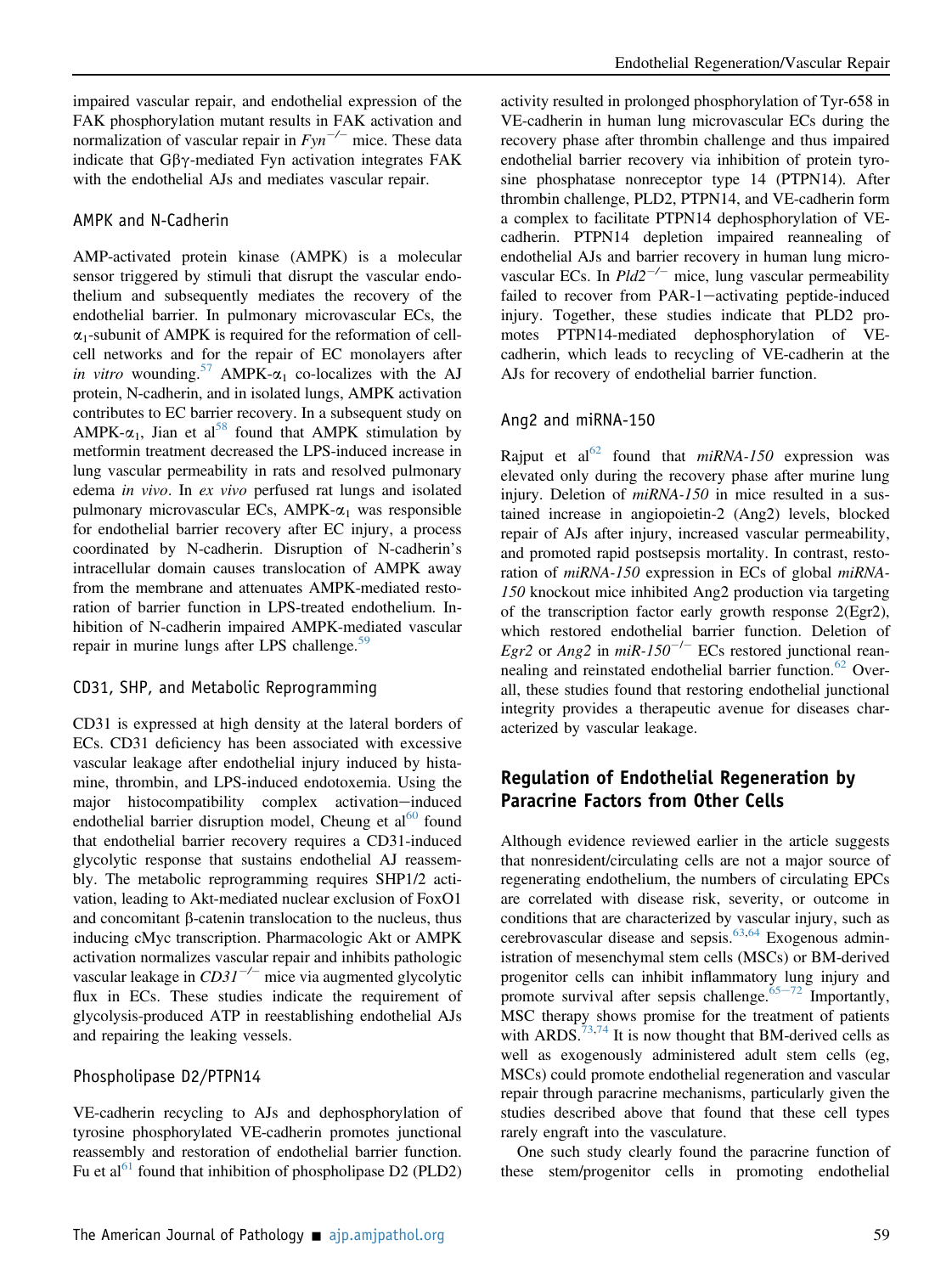impaired vascular repair, and endothelial expression of the FAK phosphorylation mutant results in FAK activation and normalization of vascular repair in $Fyn^{-/-}$ mice. These data indicate that Gβγ-mediated Fyn activation integrates FAK with the endothelial AJs and mediates vascular repair.

### AMPK and N-Cadherin

AMP-activated protein kinase (AMPK) is a molecular sensor triggered by stimuli that disrupt the vascular endothelium and subsequently mediates the recovery of the endothelial barrier. In pulmonary microvascular ECs, the $\alpha_1$-subunit of AMPK is required for the reformation of cell-cell networks and for the repair of EC monolayers after *in vitro* wounding.[57] AMPK-$\alpha_1$ co-localizes with the AJ protein, N-cadherin, and in isolated lungs, AMPK activation contributes to EC barrier recovery. In a subsequent study on AMPK-$\alpha_1$, Jian et al[58] found that AMPK stimulation by metformin treatment decreased the LPS-induced increase in lung vascular permeability in rats and resolved pulmonary edema *in vivo*. In *ex vivo* perfused rat lungs and isolated pulmonary microvascular ECs, AMPK-$\alpha_1$ was responsible for endothelial barrier recovery after EC injury, a process coordinated by N-cadherin. Disruption of N-cadherin's intracellular domain causes translocation of AMPK away from the membrane and attenuates AMPK-mediated restoration of barrier function in LPS-treated endothelium. Inhibition of N-cadherin impaired AMPK-mediated vascular repair in murine lungs after LPS challenge.[59]

### CD31, SHP, and Metabolic Reprogramming

CD31 is expressed at high density at the lateral borders of ECs. CD31 deficiency has been associated with excessive vascular leakage after endothelial injury induced by histamine, thrombin, and LPS-induced endotoxemia. Using the major histocompatibility complex activation–induced endothelial barrier disruption model, Cheung et al[60] found that endothelial barrier recovery requires a CD31-induced glycolytic response that sustains endothelial AJ reassembly. The metabolic reprogramming requires SHP1/2 activation, leading to Akt-mediated nuclear exclusion of FoxO1 and concomitant β-catenin translocation to the nucleus, thus inducing cMyc transcription. Pharmacologic Akt or AMPK activation normalizes vascular repair and inhibits pathologic vascular leakage in $CD31^{-/-}$ mice via augmented glycolytic flux in ECs. These studies indicate the requirement of glycolysis-produced ATP in reestablishing endothelial AJs and repairing the leaking vessels.

### Phospholipase D2/PTPN14

VE-cadherin recycling to AJs and dephosphorylation of tyrosine phosphorylated VE-cadherin promotes junctional reassembly and restoration of endothelial barrier function. Fu et al[61] found that inhibition of phospholipase D2 (PLD2) activity resulted in prolonged phosphorylation of Tyr-658 in VE-cadherin in human lung microvascular ECs during the recovery phase after thrombin challenge and thus impaired endothelial barrier recovery via inhibition of protein tyrosine phosphatase nonreceptor type 14 (PTPN14). After thrombin challenge, PLD2, PTPN14, and VE-cadherin form a complex to facilitate PTPN14 dephosphorylation of VE-cadherin. PTPN14 depletion impaired reannealing of endothelial AJs and barrier recovery in human lung microvascular ECs. In $Pld2^{-/-}$ mice, lung vascular permeability failed to recover from PAR-1–activating peptide-induced injury. Together, these studies indicate that PLD2 promotes PTPN14-mediated dephosphorylation of VE-cadherin, which leads to recycling of VE-cadherin at the AJs for recovery of endothelial barrier function.

### Ang2 and miRNA-150

Rajput et al[62] found that *miRNA-150* expression was elevated only during the recovery phase after murine lung injury. Deletion of *miRNA-150* in mice resulted in a sustained increase in angiopoietin-2 (Ang2) levels, blocked repair of AJs after injury, increased vascular permeability, and promoted rapid postsepsis mortality. In contrast, restoration of *miRNA-150* expression in ECs of global *miRNA-150* knockout mice inhibited Ang2 production via targeting of the transcription factor early growth response 2(Egr2), which restored endothelial barrier function. Deletion of *Egr2* or *Ang2* in $miR\text{-}150^{-/-}$ ECs restored junctional reannealing and reinstated endothelial barrier function.[62] Overall, these studies found that restoring endothelial junctional integrity provides a therapeutic avenue for diseases characterized by vascular leakage.

## Regulation of Endothelial Regeneration by Paracrine Factors from Other Cells

Although evidence reviewed earlier in the article suggests that nonresident/circulating cells are not a major source of regenerating endothelium, the numbers of circulating EPCs are correlated with disease risk, severity, or outcome in conditions that are characterized by vascular injury, such as cerebrovascular disease and sepsis.[63,64] Exogenous administration of mesenchymal stem cells (MSCs) or BM-derived progenitor cells can inhibit inflammatory lung injury and promote survival after sepsis challenge.[65–72] Importantly, MSC therapy shows promise for the treatment of patients with ARDS.[73,74] It is now thought that BM-derived cells as well as exogenously administered adult stem cells (eg, MSCs) could promote endothelial regeneration and vascular repair through paracrine mechanisms, particularly given the studies described above that found that these cell types rarely engraft into the vasculature.

One such study clearly found the paracrine function of these stem/progenitor cells in promoting endothelial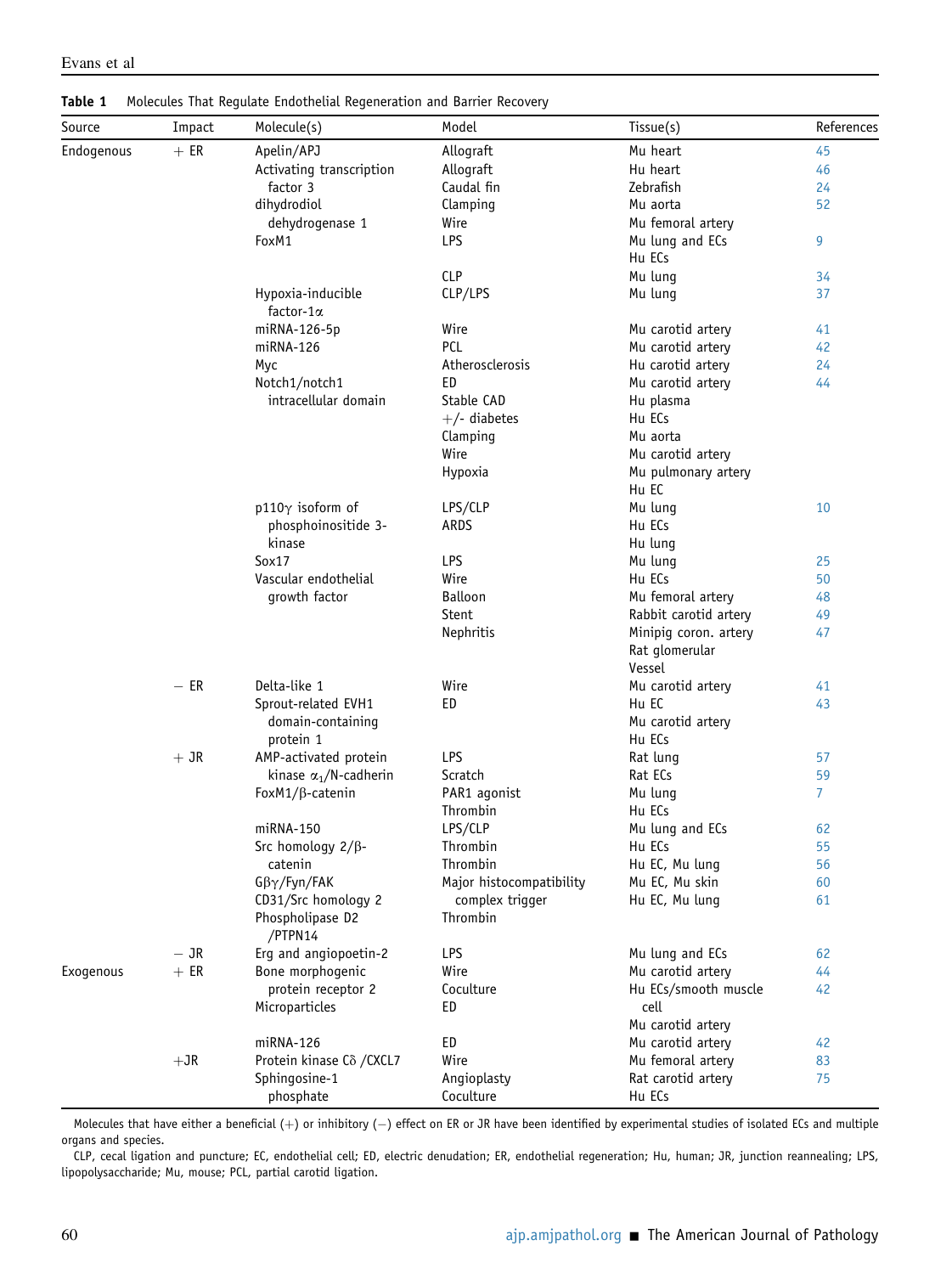**Table 1** Molecules That Regulate Endothelial Regeneration and Barrier Recovery

| Source | Impact | Molecule(s) | Model | Tissue(s) | References |
|---|---|---|---|---|---|
| Endogenous | + ER | Apelin/APJ | Allograft | Mu heart | 45 |
| | | Activating transcription factor 3 | Allograft | Hu heart | 46 |
| | | | Caudal fin | Zebrafish | 24 |
| | | dihydrodiol dehydrogenase 1 | Clamping | Mu aorta | 52 |
| | | | Wire | Mu femoral artery | |
| | | FoxM1 | LPS | Mu lung and ECs<br>Hu ECs | 9 |
| | | | CLP | Mu lung | 34 |
| | | Hypoxia-inducible factor-1α | CLP/LPS | Mu lung | 37 |
| | | miRNA-126-5p | Wire | Mu carotid artery | 41 |
| | | miRNA-126 | PCL | Mu carotid artery | 42 |
| | | Myc | Atherosclerosis | Hu carotid artery | 24 |
| | | Notch1/notch1 intracellular domain | ED | Mu carotid artery | 44 |
| | | | Stable CAD | Hu plasma | |
| | | | +/- diabetes | Hu ECs | |
| | | | Clamping | Mu aorta | |
| | | | Wire | Mu carotid artery | |
| | | | Hypoxia | Mu pulmonary artery<br>Hu EC | |
| | | p110γ isoform of phosphoinositide 3-kinase | LPS/CLP | Mu lung | 10 |
| | | | ARDS | Hu ECs<br>Hu lung | |
| | | Sox17 | LPS | Mu lung | 25 |
| | | Vascular endothelial growth factor | Wire | Hu ECs | 50 |
| | | | Balloon | Mu femoral artery | 48 |
| | | | Stent | Rabbit carotid artery | 49 |
| | | | Nephritis | Minipig coron. artery<br>Rat glomerular Vessel | 47 |
| | − ER | Delta-like 1 | Wire | Mu carotid artery | 41 |
| | | Sprout-related EVH1 domain-containing protein 1 | ED | Hu EC<br>Mu carotid artery<br>Hu ECs | 43 |
| | + JR | AMP-activated protein kinase $\alpha_1$/N-cadherin | LPS | Rat lung | 57 |
| | | | Scratch | Rat ECs | 59 |
| | | FoxM1/β-catenin | PAR1 agonist | Mu lung | 7 |
| | | | Thrombin | Hu ECs | |
| | | miRNA-150 | LPS/CLP | Mu lung and ECs | 62 |
| | | Src homology 2/β-catenin | Thrombin | Hu ECs | 55 |
| | | | Thrombin | Hu EC, Mu lung | 56 |
| | | Gβγ/Fyn/FAK | Major histocompatibility complex trigger | Mu EC, Mu skin | 60 |
| | | CD31/Src homology 2 | | Hu EC, Mu lung | 61 |
| | | Phospholipase D2 /PTPN14 | Thrombin | | |
| | − JR | Erg and angiopoetin-2 | LPS | Mu lung and ECs | 62 |
| Exogenous | + ER | Bone morphogenic protein receptor 2 | Wire | Mu carotid artery | 44 |
| | | | Coculture | Hu ECs/smooth muscle cell | 42 |
| | | Microparticles | ED | Mu carotid artery | |
| | | miRNA-126 | ED | Mu carotid artery | 42 |
| | +JR | Protein kinase Cδ /CXCL7 | Wire | Mu femoral artery | 83 |
| | | Sphingosine-1 phosphate | Angioplasty | Rat carotid artery | 75 |
| | | | Coculture | Hu ECs | |

Molecules that have either a beneficial (+) or inhibitory (−) effect on ER or JR have been identified by experimental studies of isolated ECs and multiple organs and species.

CLP, cecal ligation and puncture; EC, endothelial cell; ED, electric denudation; ER, endothelial regeneration; Hu, human; JR, junction reannealing; LPS, lipopolysaccharide; Mu, mouse; PCL, partial carotid ligation.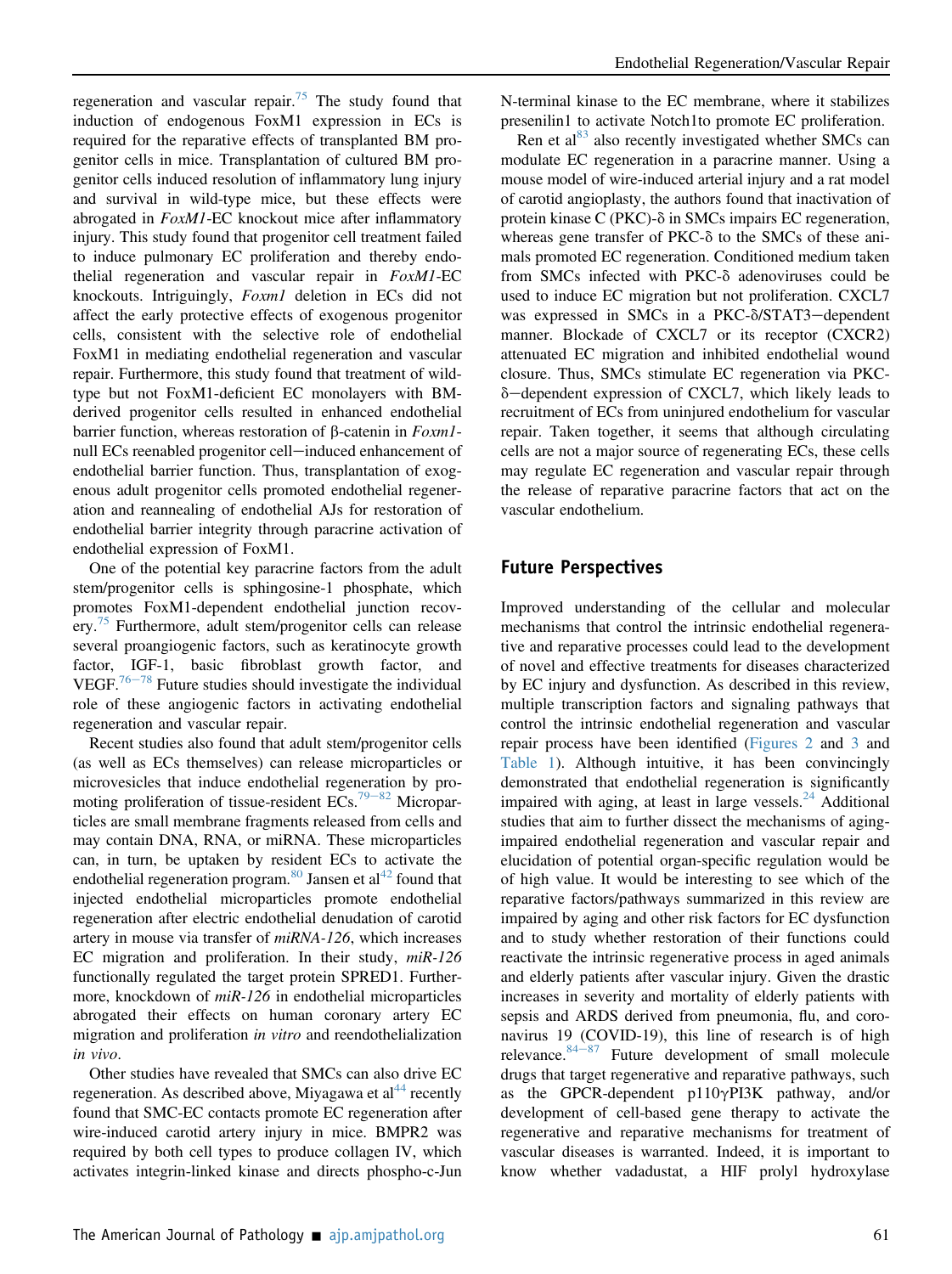regeneration and vascular repair.[75] The study found that induction of endogenous FoxM1 expression in ECs is required for the reparative effects of transplanted BM progenitor cells in mice. Transplantation of cultured BM progenitor cells induced resolution of inflammatory lung injury and survival in wild-type mice, but these effects were abrogated in *FoxM1*-EC knockout mice after inflammatory injury. This study found that progenitor cell treatment failed to induce pulmonary EC proliferation and thereby endothelial regeneration and vascular repair in *FoxM1*-EC knockouts. Intriguingly, *Foxm1* deletion in ECs did not affect the early protective effects of exogenous progenitor cells, consistent with the selective role of endothelial FoxM1 in mediating endothelial regeneration and vascular repair. Furthermore, this study found that treatment of wild-type but not FoxM1-deficient EC monolayers with BM-derived progenitor cells resulted in enhanced endothelial barrier function, whereas restoration of β-catenin in *Foxm1*-null ECs reenabled progenitor cell−induced enhancement of endothelial barrier function. Thus, transplantation of exogenous adult progenitor cells promoted endothelial regeneration and reannealing of endothelial AJs for restoration of endothelial barrier integrity through paracrine activation of endothelial expression of FoxM1.

One of the potential key paracrine factors from the adult stem/progenitor cells is sphingosine-1 phosphate, which promotes FoxM1-dependent endothelial junction recovery.[75] Furthermore, adult stem/progenitor cells can release several proangiogenic factors, such as keratinocyte growth factor, IGF-1, basic fibroblast growth factor, and VEGF.[76−78] Future studies should investigate the individual role of these angiogenic factors in activating endothelial regeneration and vascular repair.

Recent studies also found that adult stem/progenitor cells (as well as ECs themselves) can release microparticles or microvesicles that induce endothelial regeneration by promoting proliferation of tissue-resident ECs.[79−82] Microparticles are small membrane fragments released from cells and may contain DNA, RNA, or miRNA. These microparticles can, in turn, be uptaken by resident ECs to activate the endothelial regeneration program.[80] Jansen et al[42] found that injected endothelial microparticles promote endothelial regeneration after electric endothelial denudation of carotid artery in mouse via transfer of *miRNA-126*, which increases EC migration and proliferation. In their study, *miR-126* functionally regulated the target protein SPRED1. Furthermore, knockdown of *miR-126* in endothelial microparticles abrogated their effects on human coronary artery EC migration and proliferation *in vitro* and reendothelialization *in vivo*.

Other studies have revealed that SMCs can also drive EC regeneration. As described above, Miyagawa et al[44] recently found that SMC-EC contacts promote EC regeneration after wire-induced carotid artery injury in mice. BMPR2 was required by both cell types to produce collagen IV, which activates integrin-linked kinase and directs phospho-c-Jun N-terminal kinase to the EC membrane, where it stabilizes presenilin1 to activate Notch1to promote EC proliferation.

Ren et al[83] also recently investigated whether SMCs can modulate EC regeneration in a paracrine manner. Using a mouse model of wire-induced arterial injury and a rat model of carotid angioplasty, the authors found that inactivation of protein kinase C (PKC)-δ in SMCs impairs EC regeneration, whereas gene transfer of PKC-δ to the SMCs of these animals promoted EC regeneration. Conditioned medium taken from SMCs infected with PKC-δ adenoviruses could be used to induce EC migration but not proliferation. CXCL7 was expressed in SMCs in a PKC-δ/STAT3−dependent manner. Blockade of CXCL7 or its receptor (CXCR2) attenuated EC migration and inhibited endothelial wound closure. Thus, SMCs stimulate EC regeneration via PKC-δ−dependent expression of CXCL7, which likely leads to recruitment of ECs from uninjured endothelium for vascular repair. Taken together, it seems that although circulating cells are not a major source of regenerating ECs, these cells may regulate EC regeneration and vascular repair through the release of reparative paracrine factors that act on the vascular endothelium.

## Future Perspectives

Improved understanding of the cellular and molecular mechanisms that control the intrinsic endothelial regenerative and reparative processes could lead to the development of novel and effective treatments for diseases characterized by EC injury and dysfunction. As described in this review, multiple transcription factors and signaling pathways that control the intrinsic endothelial regeneration and vascular repair process have been identified (Figures 2 and 3 and Table 1). Although intuitive, it has been convincingly demonstrated that endothelial regeneration is significantly impaired with aging, at least in large vessels.[24] Additional studies that aim to further dissect the mechanisms of aging-impaired endothelial regeneration and vascular repair and elucidation of potential organ-specific regulation would be of high value. It would be interesting to see which of the reparative factors/pathways summarized in this review are impaired by aging and other risk factors for EC dysfunction and to study whether restoration of their functions could reactivate the intrinsic regenerative process in aged animals and elderly patients after vascular injury. Given the drastic increases in severity and mortality of elderly patients with sepsis and ARDS derived from pneumonia, flu, and coronavirus 19 (COVID-19), this line of research is of high relevance.[84−87] Future development of small molecule drugs that target regenerative and reparative pathways, such as the GPCR-dependent p110γPI3K pathway, and/or development of cell-based gene therapy to activate the regenerative and reparative mechanisms for treatment of vascular diseases is warranted. Indeed, it is important to know whether vadadustat, a HIF prolyl hydroxylase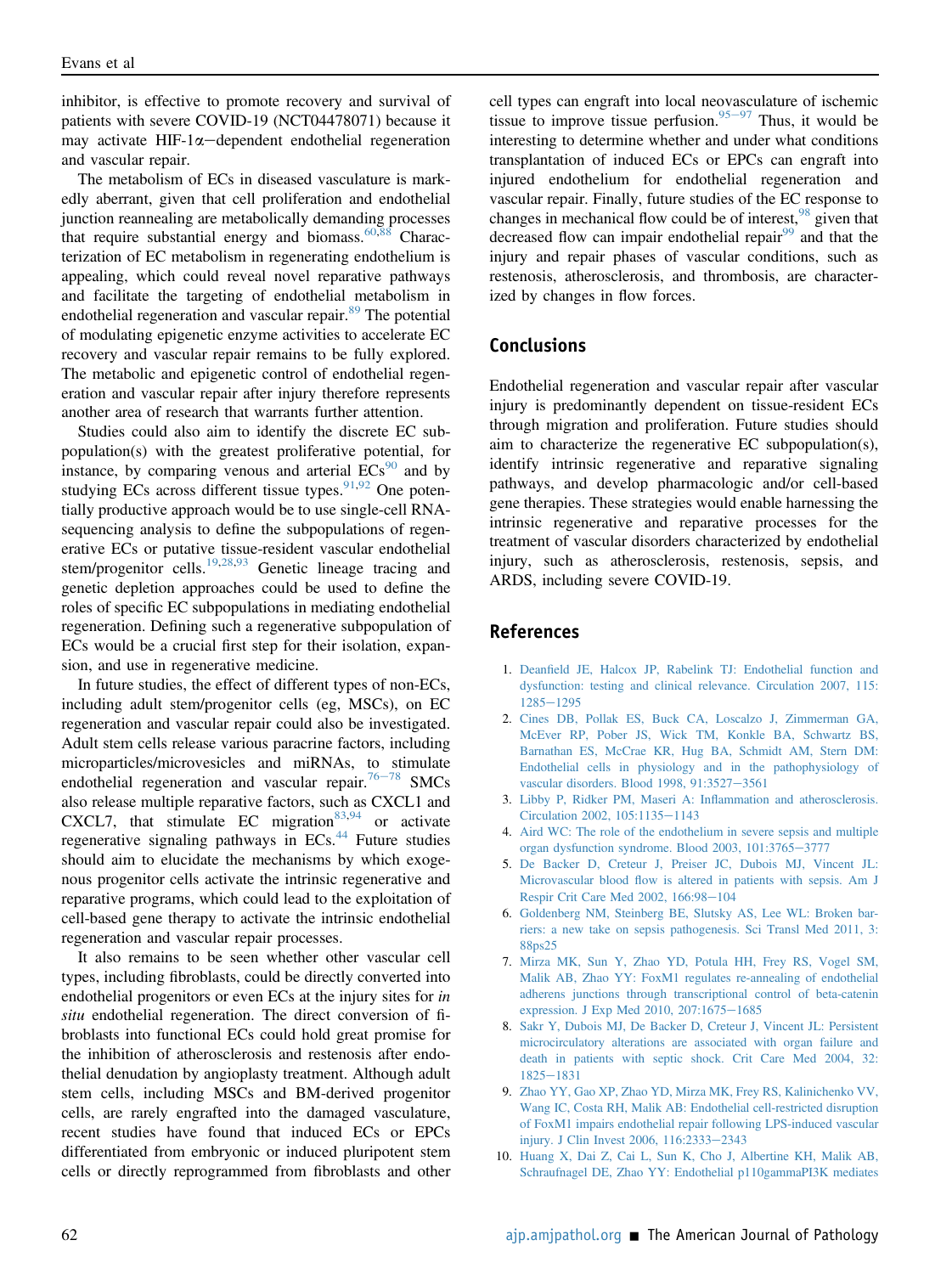inhibitor, is effective to promote recovery and survival of patients with severe COVID-19 (NCT04478071) because it may activate HIF-1α–dependent endothelial regeneration and vascular repair.

The metabolism of ECs in diseased vasculature is markedly aberrant, given that cell proliferation and endothelial junction reannealing are metabolically demanding processes that require substantial energy and biomass.[60,88] Characterization of EC metabolism in regenerating endothelium is appealing, which could reveal novel reparative pathways and facilitate the targeting of endothelial metabolism in endothelial regeneration and vascular repair.[89] The potential of modulating epigenetic enzyme activities to accelerate EC recovery and vascular repair remains to be fully explored. The metabolic and epigenetic control of endothelial regeneration and vascular repair after injury therefore represents another area of research that warrants further attention.

Studies could also aim to identify the discrete EC subpopulation(s) with the greatest proliferative potential, for instance, by comparing venous and arterial ECs[90] and by studying ECs across different tissue types.[91,92] One potentially productive approach would be to use single-cell RNA-sequencing analysis to define the subpopulations of regenerative ECs or putative tissue-resident vascular endothelial stem/progenitor cells.[19,28,93] Genetic lineage tracing and genetic depletion approaches could be used to define the roles of specific EC subpopulations in mediating endothelial regeneration. Defining such a regenerative subpopulation of ECs would be a crucial first step for their isolation, expansion, and use in regenerative medicine.

In future studies, the effect of different types of non-ECs, including adult stem/progenitor cells (eg, MSCs), on EC regeneration and vascular repair could also be investigated. Adult stem cells release various paracrine factors, including microparticles/microvesicles and miRNAs, to stimulate endothelial regeneration and vascular repair.[76–78] SMCs also release multiple reparative factors, such as CXCL1 and CXCL7, that stimulate EC migration[83,94] or activate regenerative signaling pathways in ECs.[44] Future studies should aim to elucidate the mechanisms by which exogenous progenitor cells activate the intrinsic regenerative and reparative programs, which could lead to the exploitation of cell-based gene therapy to activate the intrinsic endothelial regeneration and vascular repair processes.

It also remains to be seen whether other vascular cell types, including fibroblasts, could be directly converted into endothelial progenitors or even ECs at the injury sites for *in situ* endothelial regeneration. The direct conversion of fibroblasts into functional ECs could hold great promise for the inhibition of atherosclerosis and restenosis after endothelial denudation by angioplasty treatment. Although adult stem cells, including MSCs and BM-derived progenitor cells, are rarely engrafted into the damaged vasculature, recent studies have found that induced ECs or EPCs differentiated from embryonic or induced pluripotent stem cells or directly reprogrammed from fibroblasts and other cell types can engraft into local neovasculature of ischemic tissue to improve tissue perfusion.[95–97] Thus, it would be interesting to determine whether and under what conditions transplantation of induced ECs or EPCs can engraft into injured endothelium for endothelial regeneration and vascular repair. Finally, future studies of the EC response to changes in mechanical flow could be of interest,[98] given that decreased flow can impair endothelial repair[99] and that the injury and repair phases of vascular conditions, such as restenosis, atherosclerosis, and thrombosis, are characterized by changes in flow forces.

## Conclusions

Endothelial regeneration and vascular repair after vascular injury is predominantly dependent on tissue-resident ECs through migration and proliferation. Future studies should aim to characterize the regenerative EC subpopulation(s), identify intrinsic regenerative and reparative signaling pathways, and develop pharmacologic and/or cell-based gene therapies. These strategies would enable harnessing the intrinsic regenerative and reparative processes for the treatment of vascular disorders characterized by endothelial injury, such as atherosclerosis, restenosis, sepsis, and ARDS, including severe COVID-19.

## References

1. Deanfield JE, Halcox JP, Rabelink TJ: Endothelial function and dysfunction: testing and clinical relevance. Circulation 2007, 115:1285–1295
2. Cines DB, Pollak ES, Buck CA, Loscalzo J, Zimmerman GA, McEver RP, Pober JS, Wick TM, Konkle BA, Schwartz BS, Barnathan ES, McCrae KR, Hug BA, Schmidt AM, Stern DM: Endothelial cells in physiology and in the pathophysiology of vascular disorders. Blood 1998, 91:3527–3561
3. Libby P, Ridker PM, Maseri A: Inflammation and atherosclerosis. Circulation 2002, 105:1135–1143
4. Aird WC: The role of the endothelium in severe sepsis and multiple organ dysfunction syndrome. Blood 2003, 101:3765–3777
5. De Backer D, Creteur J, Preiser JC, Dubois MJ, Vincent JL: Microvascular blood flow is altered in patients with sepsis. Am J Respir Crit Care Med 2002, 166:98–104
6. Goldenberg NM, Steinberg BE, Slutsky AS, Lee WL: Broken barriers: a new take on sepsis pathogenesis. Sci Transl Med 2011, 3:88ps25
7. Mirza MK, Sun Y, Zhao YD, Potula HH, Frey RS, Vogel SM, Malik AB, Zhao YY: FoxM1 regulates re-annealing of endothelial adherens junctions through transcriptional control of beta-catenin expression. J Exp Med 2010, 207:1675–1685
8. Sakr Y, Dubois MJ, De Backer D, Creteur J, Vincent JL: Persistent microcirculatory alterations are associated with organ failure and death in patients with septic shock. Crit Care Med 2004, 32:1825–1831
9. Zhao YY, Gao XP, Zhao YD, Mirza MK, Frey RS, Kalinichenko VV, Wang IC, Costa RH, Malik AB: Endothelial cell-restricted disruption of FoxM1 impairs endothelial repair following LPS-induced vascular injury. J Clin Invest 2006, 116:2333–2343
10. Huang X, Dai Z, Cai L, Sun K, Cho J, Albertine KH, Malik AB, Schraufnagel DE, Zhao YY: Endothelial p110gammaPI3K mediates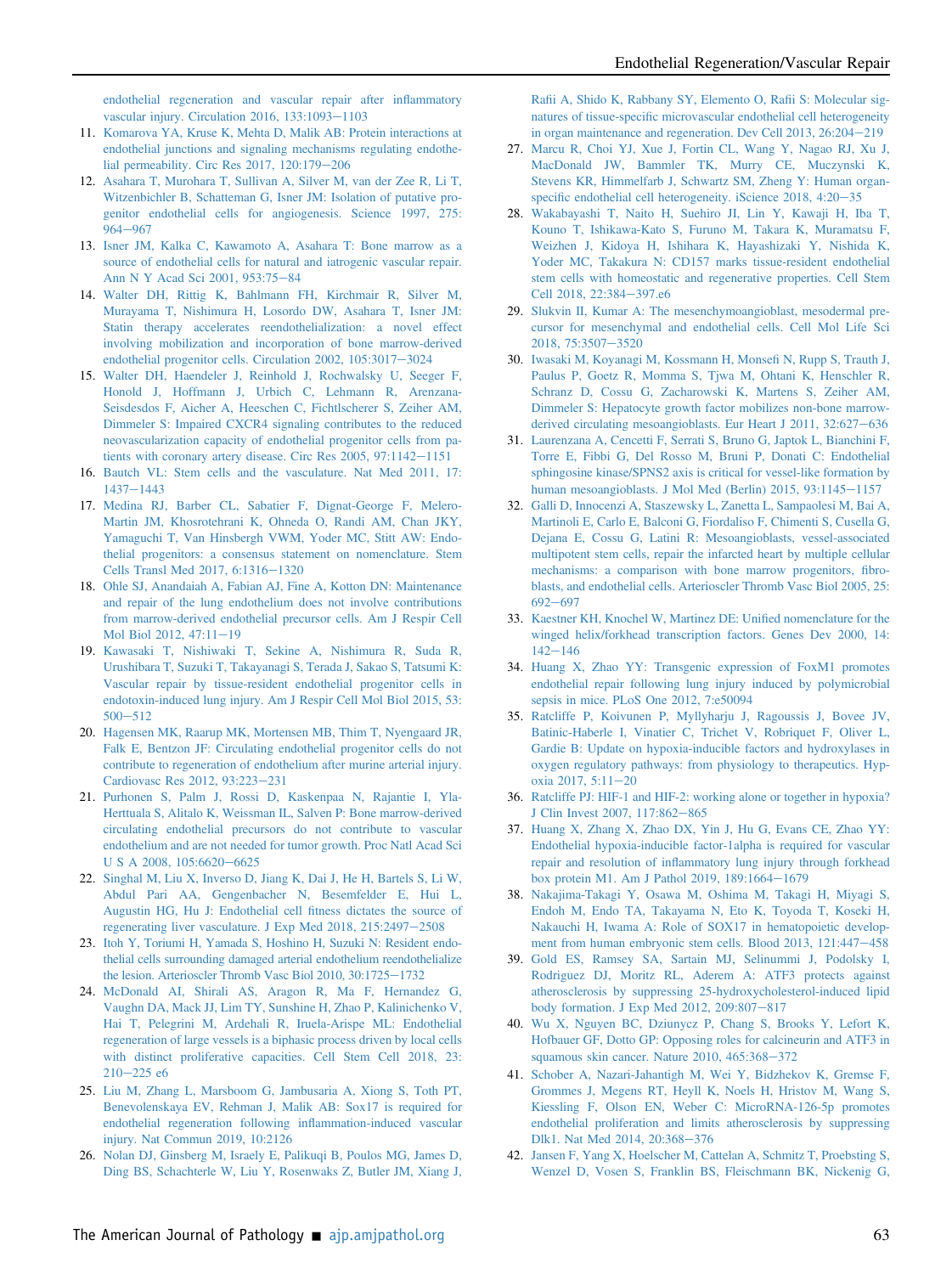endothelial regeneration and vascular repair after inflammatory vascular injury. Circulation 2016, 133:1093–1103

11. Komarova YA, Kruse K, Mehta D, Malik AB: Protein interactions at endothelial junctions and signaling mechanisms regulating endothelial permeability. Circ Res 2017, 120:179–206
12. Asahara T, Murohara T, Sullivan A, Silver M, van der Zee R, Li T, Witzenbichler B, Schatteman G, Isner JM: Isolation of putative progenitor endothelial cells for angiogenesis. Science 1997, 275: 964–967
13. Isner JM, Kalka C, Kawamoto A, Asahara T: Bone marrow as a source of endothelial cells for natural and iatrogenic vascular repair. Ann N Y Acad Sci 2001, 953:75–84
14. Walter DH, Rittig K, Bahlmann FH, Kirchmair R, Silver M, Murayama T, Nishimura H, Losordo DW, Asahara T, Isner JM: Statin therapy accelerates reendothelialization: a novel effect involving mobilization and incorporation of bone marrow-derived endothelial progenitor cells. Circulation 2002, 105:3017–3024
15. Walter DH, Haendeler J, Reinhold J, Rochwalsky U, Seeger F, Honold J, Hoffmann J, Urbich C, Lehmann R, Arenzana-Seisdesdos F, Aicher A, Heeschen C, Fichtlscherer S, Zeiher AM, Dimmeler S: Impaired CXCR4 signaling contributes to the reduced neovascularization capacity of endothelial progenitor cells from patients with coronary artery disease. Circ Res 2005, 97:1142–1151
16. Bautch VL: Stem cells and the vasculature. Nat Med 2011, 17: 1437–1443
17. Medina RJ, Barber CL, Sabatier F, Dignat-George F, Melero-Martin JM, Khosrotehrani K, Ohneda O, Randi AM, Chan JKY, Yamaguchi T, Van Hinsbergh VWM, Yoder MC, Stitt AW: Endothelial progenitors: a consensus statement on nomenclature. Stem Cells Transl Med 2017, 6:1316–1320
18. Ohle SJ, Anandaiah A, Fabian AJ, Fine A, Kotton DN: Maintenance and repair of the lung endothelium does not involve contributions from marrow-derived endothelial precursor cells. Am J Respir Cell Mol Biol 2012, 47:11–19
19. Kawasaki T, Nishiwaki T, Sekine A, Nishimura R, Suda R, Urushibara T, Suzuki T, Takayanagi S, Terada J, Sakao S, Tatsumi K: Vascular repair by tissue-resident endothelial progenitor cells in endotoxin-induced lung injury. Am J Respir Cell Mol Biol 2015, 53: 500–512
20. Hagensen MK, Raarup MK, Mortensen MB, Thim T, Nyengaard JR, Falk E, Bentzon JF: Circulating endothelial progenitor cells do not contribute to regeneration of endothelium after murine arterial injury. Cardiovasc Res 2012, 93:223–231
21. Purhonen S, Palm J, Rossi D, Kaskenpaa N, Rajantie I, Yla-Herttuala S, Alitalo K, Weissman IL, Salven P: Bone marrow-derived circulating endothelial precursors do not contribute to vascular endothelium and are not needed for tumor growth. Proc Natl Acad Sci U S A 2008, 105:6620–6625
22. Singhal M, Liu X, Inverso D, Jiang K, Dai J, He H, Bartels S, Li W, Abdul Pari AA, Gengenbacher N, Besemfelder E, Hui L, Augustin HG, Hu J: Endothelial cell fitness dictates the source of regenerating liver vasculature. J Exp Med 2018, 215:2497–2508
23. Itoh Y, Toriumi H, Yamada S, Hoshino H, Suzuki N: Resident endothelial cells surrounding damaged arterial endothelium reendothelialize the lesion. Arterioscler Thromb Vasc Biol 2010, 30:1725–1732
24. McDonald AI, Shirali AS, Aragon R, Ma F, Hernandez G, Vaughn DA, Mack JJ, Lim TY, Sunshine H, Zhao P, Kalinichenko V, Hai T, Pelegrini M, Ardehali R, Iruela-Arispe ML: Endothelial regeneration of large vessels is a biphasic process driven by local cells with distinct proliferative capacities. Cell Stem Cell 2018, 23: 210–225 e6
25. Liu M, Zhang L, Marsboom G, Jambusaria A, Xiong S, Toth PT, Benevolenskaya EV, Rehman J, Malik AB: Sox17 is required for endothelial regeneration following inflammation-induced vascular injury. Nat Commun 2019, 10:2126
26. Nolan DJ, Ginsberg M, Israely E, Palikuqi B, Poulos MG, James D, Ding BS, Schachterle W, Liu Y, Rosenwaks Z, Butler JM, Xiang J, Rafii A, Shido K, Rabbany SY, Elemento O, Rafii S: Molecular signatures of tissue-specific microvascular endothelial cell heterogeneity in organ maintenance and regeneration. Dev Cell 2013, 26:204–219
27. Marcu R, Choi YJ, Xue J, Fortin CL, Wang Y, Nagao RJ, Xu J, MacDonald JW, Bammler TK, Murry CE, Muczynski K, Stevens KR, Himmelfarb J, Schwartz SM, Zheng Y: Human organ-specific endothelial cell heterogeneity. iScience 2018, 4:20–35
28. Wakabayashi T, Naito H, Suehiro JI, Lin Y, Kawaji H, Iba T, Kouno T, Ishikawa-Kato S, Furuno M, Takara K, Muramatsu F, Weizhen J, Kidoya H, Ishihara K, Hayashizaki Y, Nishida K, Yoder MC, Takakura N: CD157 marks tissue-resident endothelial stem cells with homeostatic and regenerative properties. Cell Stem Cell 2018, 22:384–397.e6
29. Slukvin II, Kumar A: The mesenchymoangioblast, mesodermal precursor for mesenchymal and endothelial cells. Cell Mol Life Sci 2018, 75:3507–3520
30. Iwasaki M, Koyanagi M, Kossmann H, Monsefi N, Rupp S, Trauth J, Paulus P, Goetz R, Momma S, Tjwa M, Ohtani K, Henschler R, Schranz D, Cossu G, Zacharowski K, Martens S, Zeiher AM, Dimmeler S: Hepatocyte growth factor mobilizes non-bone marrow-derived circulating mesoangioblasts. Eur Heart J 2011, 32:627–636
31. Laurenzana A, Cencetti F, Serrati S, Bruno G, Japtok L, Bianchini F, Torre E, Fibbi G, Del Rosso M, Bruni P, Donati C: Endothelial sphingosine kinase/SPNS2 axis is critical for vessel-like formation by human mesoangioblasts. J Mol Med (Berlin) 2015, 93:1145–1157
32. Galli D, Innocenzi A, Staszewsky L, Zanetta L, Sampaolesi M, Bai A, Martinoli E, Carlo E, Balconi G, Fiordaliso F, Chimenti S, Cusella G, Dejana E, Cossu G, Latini R: Mesoangioblasts, vessel-associated multipotent stem cells, repair the infarcted heart by multiple cellular mechanisms: a comparison with bone marrow progenitors, fibroblasts, and endothelial cells. Arterioscler Thromb Vasc Biol 2005, 25: 692–697
33. Kaestner KH, Knochel W, Martinez DE: Unified nomenclature for the winged helix/forkhead transcription factors. Genes Dev 2000, 14: 142–146
34. Huang X, Zhao YY: Transgenic expression of FoxM1 promotes endothelial repair following lung injury induced by polymicrobial sepsis in mice. PLoS One 2012, 7:e50094
35. Ratcliffe P, Koivunen P, Myllyharju J, Ragoussis J, Bovee JV, Batinic-Haberle I, Vinatier C, Trichet V, Robriquet F, Oliver L, Gardie B: Update on hypoxia-inducible factors and hydroxylases in oxygen regulatory pathways: from physiology to therapeutics. Hypoxia 2017, 5:11–20
36. Ratcliffe PJ: HIF-1 and HIF-2: working alone or together in hypoxia? J Clin Invest 2007, 117:862–865
37. Huang X, Zhang X, Zhao DX, Yin J, Hu G, Evans CE, Zhao YY: Endothelial hypoxia-inducible factor-1alpha is required for vascular repair and resolution of inflammatory lung injury through forkhead box protein M1. Am J Pathol 2019, 189:1664–1679
38. Nakajima-Takagi Y, Osawa M, Oshima M, Takagi H, Miyagi S, Endoh M, Endo TA, Takayama N, Eto K, Toyoda T, Koseki H, Nakauchi H, Iwama A: Role of SOX17 in hematopoietic development from human embryonic stem cells. Blood 2013, 121:447–458
39. Gold ES, Ramsey SA, Sartain MJ, Selinummi J, Podolsky I, Rodriguez DJ, Moritz RL, Aderem A: ATF3 protects against atherosclerosis by suppressing 25-hydroxycholesterol-induced lipid body formation. J Exp Med 2012, 209:807–817
40. Wu X, Nguyen BC, Dziunycz P, Chang S, Brooks Y, Lefort K, Hofbauer GF, Dotto GP: Opposing roles for calcineurin and ATF3 in squamous skin cancer. Nature 2010, 465:368–372
41. Schober A, Nazari-Jahantigh M, Wei Y, Bidzhekov K, Gremse F, Grommes J, Megens RT, Heyll K, Noels H, Hristov M, Wang S, Kiessling F, Olson EN, Weber C: MicroRNA-126-5p promotes endothelial proliferation and limits atherosclerosis by suppressing Dlk1. Nat Med 2014, 20:368–376
42. Jansen F, Yang X, Hoelscher M, Cattelan A, Schmitz T, Proebsting S, Wenzel D, Vosen S, Franklin BS, Fleischmann BK, Nickenig G,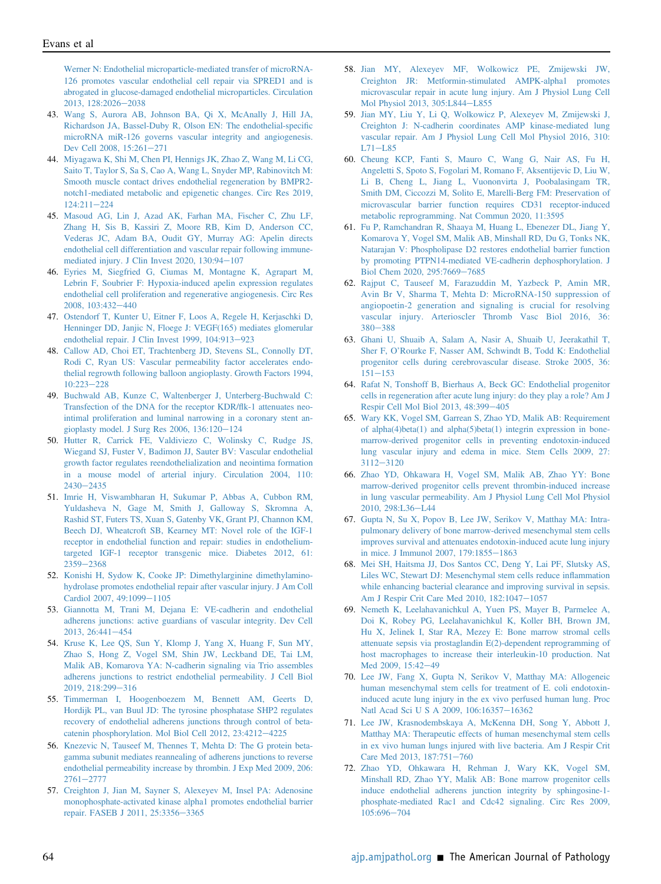Werner N: Endothelial microparticle-mediated transfer of microRNA-126 promotes vascular endothelial cell repair via SPRED1 and is abrogated in glucose-damaged endothelial microparticles. Circulation 2013, 128:2026−2038

43. Wang S, Aurora AB, Johnson BA, Qi X, McAnally J, Hill JA, Richardson JA, Bassel-Duby R, Olson EN: The endothelial-specific microRNA miR-126 governs vascular integrity and angiogenesis. Dev Cell 2008, 15:261−271
44. Miyagawa K, Shi M, Chen PI, Hennigs JK, Zhao Z, Wang M, Li CG, Saito T, Taylor S, Sa S, Cao A, Wang L, Snyder MP, Rabinovitch M: Smooth muscle contact drives endothelial regeneration by BMPR2-notch1-mediated metabolic and epigenetic changes. Circ Res 2019, 124:211−224
45. Masoud AG, Lin J, Azad AK, Farhan MA, Fischer C, Zhu LF, Zhang H, Sis B, Kassiri Z, Moore RB, Kim D, Anderson CC, Vederas JC, Adam BA, Oudit GY, Murray AG: Apelin directs endothelial cell differentiation and vascular repair following immune-mediated injury. J Clin Invest 2020, 130:94−107
46. Eyries M, Siegfried G, Ciumas M, Montagne K, Agrapart M, Lebrin F, Soubrier F: Hypoxia-induced apelin expression regulates endothelial cell proliferation and regenerative angiogenesis. Circ Res 2008, 103:432−440
47. Ostendorf T, Kunter U, Eitner F, Loos A, Regele H, Kerjaschki D, Henninger DD, Janjic N, Floege J: VEGF(165) mediates glomerular endothelial repair. J Clin Invest 1999, 104:913−923
48. Callow AD, Choi ET, Trachtenberg JD, Stevens SL, Connolly DT, Rodi C, Ryan US: Vascular permeability factor accelerates endothelial regrowth following balloon angioplasty. Growth Factors 1994, 10:223−228
49. Buchwald AB, Kunze C, Waltenberger J, Unterberg-Buchwald C: Transfection of the DNA for the receptor KDR/flk-1 attenuates neointimal proliferation and luminal narrowing in a coronary stent angioplasty model. J Surg Res 2006, 136:120−124
50. Hutter R, Carrick FE, Valdiviezo C, Wolinsky C, Rudge JS, Wiegand SJ, Fuster V, Badimon JJ, Sauter BV: Vascular endothelial growth factor regulates reendothelialization and neointima formation in a mouse model of arterial injury. Circulation 2004, 110: 2430−2435
51. Imrie H, Viswambharan H, Sukumar P, Abbas A, Cubbon RM, Yuldasheva N, Gage M, Smith J, Galloway S, Skromna A, Rashid ST, Futers TS, Xuan S, Gatenby VK, Grant PJ, Channon KM, Beech DJ, Wheatcroft SB, Kearney MT: Novel role of the IGF-1 receptor in endothelial function and repair: studies in endothelium-targeted IGF-1 receptor transgenic mice. Diabetes 2012, 61: 2359−2368
52. Konishi H, Sydow K, Cooke JP: Dimethylarginine dimethylaminohydrolase promotes endothelial repair after vascular injury. J Am Coll Cardiol 2007, 49:1099−1105
53. Giannotta M, Trani M, Dejana E: VE-cadherin and endothelial adherens junctions: active guardians of vascular integrity. Dev Cell 2013, 26:441−454
54. Kruse K, Lee QS, Sun Y, Klomp J, Yang X, Huang F, Sun MY, Zhao S, Hong Z, Vogel SM, Shin JW, Leckband DE, Tai LM, Malik AB, Komarova YA: N-cadherin signaling via Trio assembles adherens junctions to restrict endothelial permeability. J Cell Biol 2019, 218:299−316
55. Timmerman I, Hoogenboezem M, Bennett AM, Geerts D, Hordijk PL, van Buul JD: The tyrosine phosphatase SHP2 regulates recovery of endothelial adherens junctions through control of beta-catenin phosphorylation. Mol Biol Cell 2012, 23:4212−4225
56. Knezevic N, Tauseef M, Thennes T, Mehta D: The G protein beta-gamma subunit mediates reannealing of adherens junctions to reverse endothelial permeability increase by thrombin. J Exp Med 2009, 206: 2761−2777
57. Creighton J, Jian M, Sayner S, Alexeyev M, Insel PA: Adenosine monophosphate-activated kinase alpha1 promotes endothelial barrier repair. FASEB J 2011, 25:3356−3365
58. Jian MY, Alexeyev MF, Wolkowicz PE, Zmijewski JW, Creighton JR: Metformin-stimulated AMPK-alpha1 promotes microvascular repair in acute lung injury. Am J Physiol Lung Cell Mol Physiol 2013, 305:L844−L855
59. Jian MY, Liu Y, Li Q, Wolkowicz P, Alexeyev M, Zmijewski J, Creighton J: N-cadherin coordinates AMP kinase-mediated lung vascular repair. Am J Physiol Lung Cell Mol Physiol 2016, 310: L71−L85
60. Cheung KCP, Fanti S, Mauro C, Wang G, Nair AS, Fu H, Angeletti S, Spoto S, Fogolari M, Romano F, Aksentijevic D, Liu W, Li B, Cheng L, Jiang L, Vuononvirta J, Poobalasingam TR, Smith DM, Ciccozzi M, Solito E, Marelli-Berg FM: Preservation of microvascular barrier function requires CD31 receptor-induced metabolic reprogramming. Nat Commun 2020, 11:3595
61. Fu P, Ramchandran R, Shaaya M, Huang L, Ebenezer DL, Jiang Y, Komarova Y, Vogel SM, Malik AB, Minshall RD, Du G, Tonks NK, Natarajan V: Phospholipase D2 restores endothelial barrier function by promoting PTPN14-mediated VE-cadherin dephosphorylation. J Biol Chem 2020, 295:7669−7685
62. Rajput C, Tauseef M, Farazuddin M, Yazbeck P, Amin MR, Avin Br V, Sharma T, Mehta D: MicroRNA-150 suppression of angiopoetin-2 generation and signaling is crucial for resolving vascular injury. Arterioscler Thromb Vasc Biol 2016, 36: 380−388
63. Ghani U, Shuaib A, Salam A, Nasir A, Shuaib U, Jeerakathil T, Sher F, O'Rourke F, Nasser AM, Schwindt B, Todd K: Endothelial progenitor cells during cerebrovascular disease. Stroke 2005, 36: 151−153
64. Rafat N, Tonshoff B, Bierhaus A, Beck GC: Endothelial progenitor cells in regeneration after acute lung injury: do they play a role? Am J Respir Cell Mol Biol 2013, 48:399−405
65. Wary KK, Vogel SM, Garrean S, Zhao YD, Malik AB: Requirement of alpha(4)beta(1) and alpha(5)beta(1) integrin expression in bone-marrow-derived progenitor cells in preventing endotoxin-induced lung vascular injury and edema in mice. Stem Cells 2009, 27: 3112−3120
66. Zhao YD, Ohkawara H, Vogel SM, Malik AB, Zhao YY: Bone marrow-derived progenitor cells prevent thrombin-induced increase in lung vascular permeability. Am J Physiol Lung Cell Mol Physiol 2010, 298:L36−L44
67. Gupta N, Su X, Popov B, Lee JW, Serikov V, Matthay MA: Intrapulmonary delivery of bone marrow-derived mesenchymal stem cells improves survival and attenuates endotoxin-induced acute lung injury in mice. J Immunol 2007, 179:1855−1863
68. Mei SH, Haitsma JJ, Dos Santos CC, Deng Y, Lai PF, Slutsky AS, Liles WC, Stewart DJ: Mesenchymal stem cells reduce inflammation while enhancing bacterial clearance and improving survival in sepsis. Am J Respir Crit Care Med 2010, 182:1047−1057
69. Nemeth K, Leelahavanichkul A, Yuen PS, Mayer B, Parmelee A, Doi K, Robey PG, Leelahavanichkul K, Koller BH, Brown JM, Hu X, Jelinek I, Star RA, Mezey E: Bone marrow stromal cells attenuate sepsis via prostaglandin E(2)-dependent reprogramming of host macrophages to increase their interleukin-10 production. Nat Med 2009, 15:42−49
70. Lee JW, Fang X, Gupta N, Serikov V, Matthay MA: Allogeneic human mesenchymal stem cells for treatment of E. coli endotoxin-induced acute lung injury in the ex vivo perfused human lung. Proc Natl Acad Sci U S A 2009, 106:16357−16362
71. Lee JW, Krasnodembskaya A, McKenna DH, Song Y, Abbott J, Matthay MA: Therapeutic effects of human mesenchymal stem cells in ex vivo human lungs injured with live bacteria. Am J Respir Crit Care Med 2013, 187:751−760
72. Zhao YD, Ohkawara H, Rehman J, Wary KK, Vogel SM, Minshall RD, Zhao YY, Malik AB: Bone marrow progenitor cells induce endothelial adherens junction integrity by sphingosine-1-phosphate-mediated Rac1 and Cdc42 signaling. Circ Res 2009, 105:696−704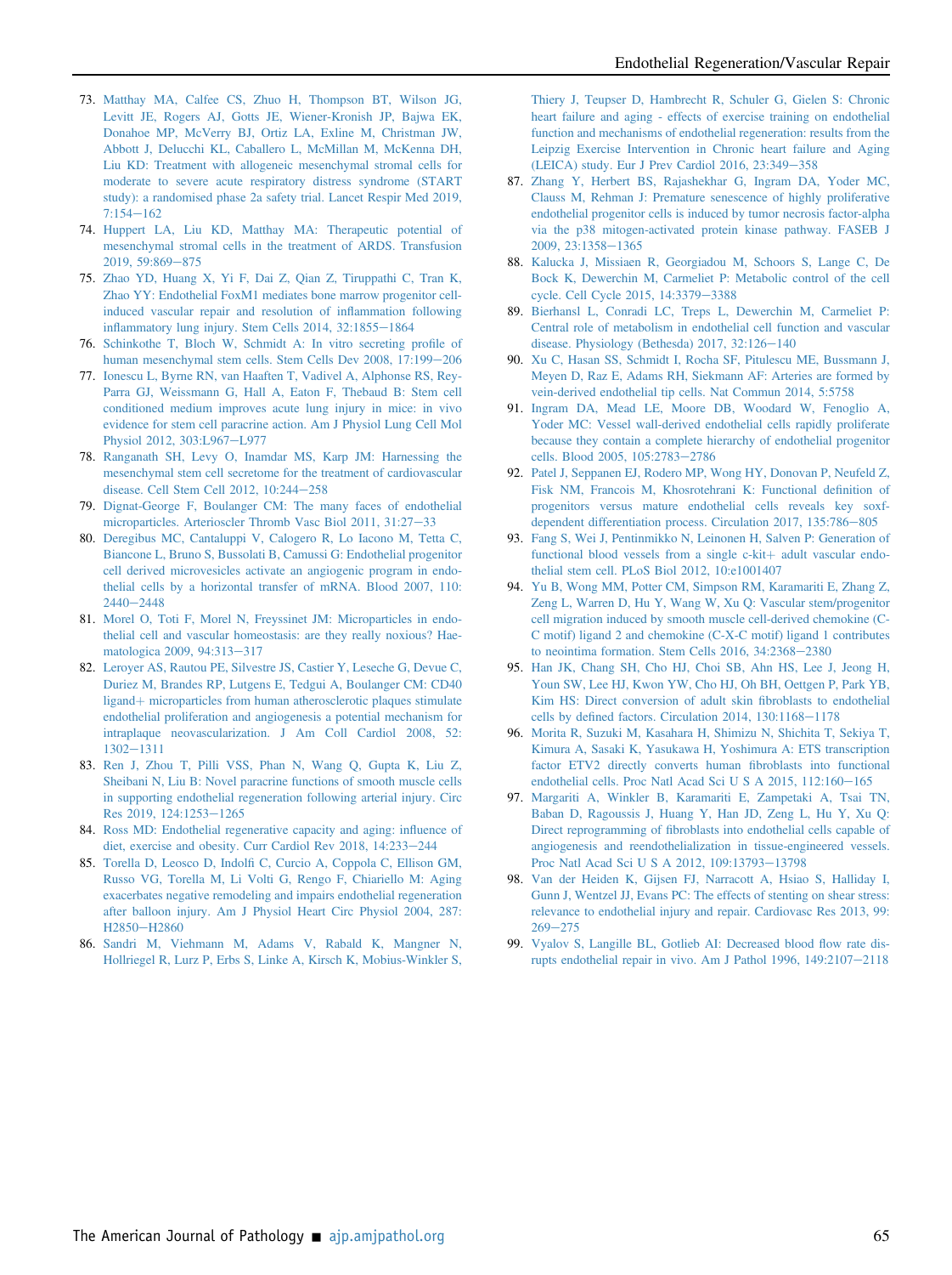73. Matthay MA, Calfee CS, Zhuo H, Thompson BT, Wilson JG, Levitt JE, Rogers AJ, Gotts JE, Wiener-Kronish JP, Bajwa EK, Donahoe MP, McVerry BJ, Ortiz LA, Exline M, Christman JW, Abbott J, Delucchi KL, Caballero L, McMillan M, McKenna DH, Liu KD: Treatment with allogeneic mesenchymal stromal cells for moderate to severe acute respiratory distress syndrome (START study): a randomised phase 2a safety trial. Lancet Respir Med 2019, 7:154−162
74. Huppert LA, Liu KD, Matthay MA: Therapeutic potential of mesenchymal stromal cells in the treatment of ARDS. Transfusion 2019, 59:869−875
75. Zhao YD, Huang X, Yi F, Dai Z, Qian Z, Tiruppathi C, Tran K, Zhao YY: Endothelial FoxM1 mediates bone marrow progenitor cell-induced vascular repair and resolution of inflammation following inflammatory lung injury. Stem Cells 2014, 32:1855−1864
76. Schinkothe T, Bloch W, Schmidt A: In vitro secreting profile of human mesenchymal stem cells. Stem Cells Dev 2008, 17:199−206
77. Ionescu L, Byrne RN, van Haaften T, Vadivel A, Alphonse RS, Rey-Parra GJ, Weissmann G, Hall A, Eaton F, Thebaud B: Stem cell conditioned medium improves acute lung injury in mice: in vivo evidence for stem cell paracrine action. Am J Physiol Lung Cell Mol Physiol 2012, 303:L967−L977
78. Ranganath SH, Levy O, Inamdar MS, Karp JM: Harnessing the mesenchymal stem cell secretome for the treatment of cardiovascular disease. Cell Stem Cell 2012, 10:244−258
79. Dignat-George F, Boulanger CM: The many faces of endothelial microparticles. Arterioscler Thromb Vasc Biol 2011, 31:27−33
80. Deregibus MC, Cantaluppi V, Calogero R, Lo Iacono M, Tetta C, Biancone L, Bruno S, Bussolati B, Camussi G: Endothelial progenitor cell derived microvesicles activate an angiogenic program in endothelial cells by a horizontal transfer of mRNA. Blood 2007, 110:2440−2448
81. Morel O, Toti F, Morel N, Freyssinet JM: Microparticles in endothelial cell and vascular homeostasis: are they really noxious? Haematologica 2009, 94:313−317
82. Leroyer AS, Rautou PE, Silvestre JS, Castier Y, Leseche G, Devue C, Duriez M, Brandes RP, Lutgens E, Tedgui A, Boulanger CM: CD40 ligand+ microparticles from human atherosclerotic plaques stimulate endothelial proliferation and angiogenesis a potential mechanism for intraplaque neovascularization. J Am Coll Cardiol 2008, 52:1302−1311
83. Ren J, Zhou T, Pilli VSS, Phan N, Wang Q, Gupta K, Liu Z, Sheibani N, Liu B: Novel paracrine functions of smooth muscle cells in supporting endothelial regeneration following arterial injury. Circ Res 2019, 124:1253−1265
84. Ross MD: Endothelial regenerative capacity and aging: influence of diet, exercise and obesity. Curr Cardiol Rev 2018, 14:233−244
85. Torella D, Leosco D, Indolfi C, Curcio A, Coppola C, Ellison GM, Russo VG, Torella M, Li Volti G, Rengo F, Chiariello M: Aging exacerbates negative remodeling and impairs endothelial regeneration after balloon injury. Am J Physiol Heart Circ Physiol 2004, 287:H2850−H2860
86. Sandri M, Viehmann M, Adams V, Rabald K, Mangner N, Hollriegel R, Lurz P, Erbs S, Linke A, Kirsch K, Mobius-Winkler S, Thiery J, Teupser D, Hambrecht R, Schuler G, Gielen S: Chronic heart failure and aging - effects of exercise training on endothelial function and mechanisms of endothelial regeneration: results from the Leipzig Exercise Intervention in Chronic heart failure and Aging (LEICA) study. Eur J Prev Cardiol 2016, 23:349−358
87. Zhang Y, Herbert BS, Rajashekhar G, Ingram DA, Yoder MC, Clauss M, Rehman J: Premature senescence of highly proliferative endothelial progenitor cells is induced by tumor necrosis factor-alpha via the p38 mitogen-activated protein kinase pathway. FASEB J 2009, 23:1358−1365
88. Kalucka J, Missiaen R, Georgiadou M, Schoors S, Lange C, De Bock K, Dewerchin M, Carmeliet P: Metabolic control of the cell cycle. Cell Cycle 2015, 14:3379−3388
89. Bierhansl L, Conradi LC, Treps L, Dewerchin M, Carmeliet P: Central role of metabolism in endothelial cell function and vascular disease. Physiology (Bethesda) 2017, 32:126−140
90. Xu C, Hasan SS, Schmidt I, Rocha SF, Pitulescu ME, Bussmann J, Meyen D, Raz E, Adams RH, Siekmann AF: Arteries are formed by vein-derived endothelial tip cells. Nat Commun 2014, 5:5758
91. Ingram DA, Mead LE, Moore DB, Woodard W, Fenoglio A, Yoder MC: Vessel wall-derived endothelial cells rapidly proliferate because they contain a complete hierarchy of endothelial progenitor cells. Blood 2005, 105:2783−2786
92. Patel J, Seppanen EJ, Rodero MP, Wong HY, Donovan P, Neufeld Z, Fisk NM, Francois M, Khosrotehrani K: Functional definition of progenitors versus mature endothelial cells reveals key soxf-dependent differentiation process. Circulation 2017, 135:786−805
93. Fang S, Wei J, Pentinmikko N, Leinonen H, Salven P: Generation of functional blood vessels from a single c-kit+ adult vascular endothelial stem cell. PLoS Biol 2012, 10:e1001407
94. Yu B, Wong MM, Potter CM, Simpson RM, Karamariti E, Zhang Z, Zeng L, Warren D, Hu Y, Wang W, Xu Q: Vascular stem/progenitor cell migration induced by smooth muscle cell-derived chemokine (C-C motif) ligand 2 and chemokine (C-X-C motif) ligand 1 contributes to neointima formation. Stem Cells 2016, 34:2368−2380
95. Han JK, Chang SH, Cho HJ, Choi SB, Ahn HS, Lee J, Jeong H, Youn SW, Lee HJ, Kwon YW, Cho HJ, Oh BH, Oettgen P, Park YB, Kim HS: Direct conversion of adult skin fibroblasts to endothelial cells by defined factors. Circulation 2014, 130:1168−1178
96. Morita R, Suzuki M, Kasahara H, Shimizu N, Shichita T, Sekiya T, Kimura A, Sasaki K, Yasukawa H, Yoshimura A: ETS transcription factor ETV2 directly converts human fibroblasts into functional endothelial cells. Proc Natl Acad Sci U S A 2015, 112:160−165
97. Margariti A, Winkler B, Karamariti E, Zampetaki A, Tsai TN, Baban D, Ragoussis J, Huang Y, Han JD, Zeng L, Hu Y, Xu Q: Direct reprogramming of fibroblasts into endothelial cells capable of angiogenesis and reendothelialization in tissue-engineered vessels. Proc Natl Acad Sci U S A 2012, 109:13793−13798
98. Van der Heiden K, Gijsen FJ, Narracott A, Hsiao S, Halliday I, Gunn J, Wentzel JJ, Evans PC: The effects of stenting on shear stress: relevance to endothelial injury and repair. Cardiovasc Res 2013, 99:269−275
99. Vyalov S, Langille BL, Gotlieb AI: Decreased blood flow rate disrupts endothelial repair in vivo. Am J Pathol 1996, 149:2107−2118